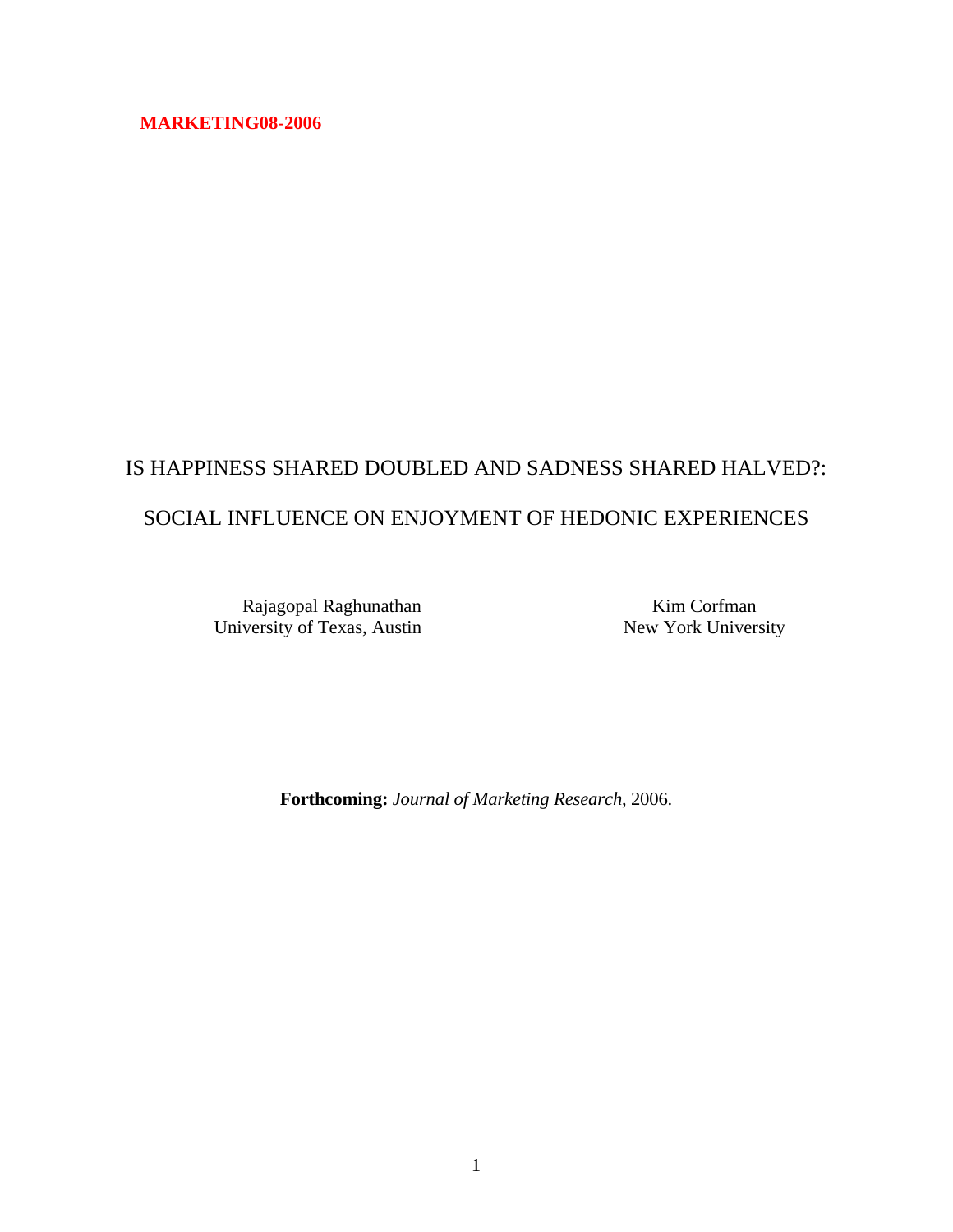**MARKETING08-2006**

# IS HAPPINESS SHARED DOUBLED AND SADNESS SHARED HALVED?: SOCIAL INFLUENCE ON ENJOYMENT OF HEDONIC EXPERIENCES

Rajagopal Raghunathan
University of Texas, Austin

Kim Corfman
New York University

**Forthcoming:** *Journal of Marketing Research*, 2006.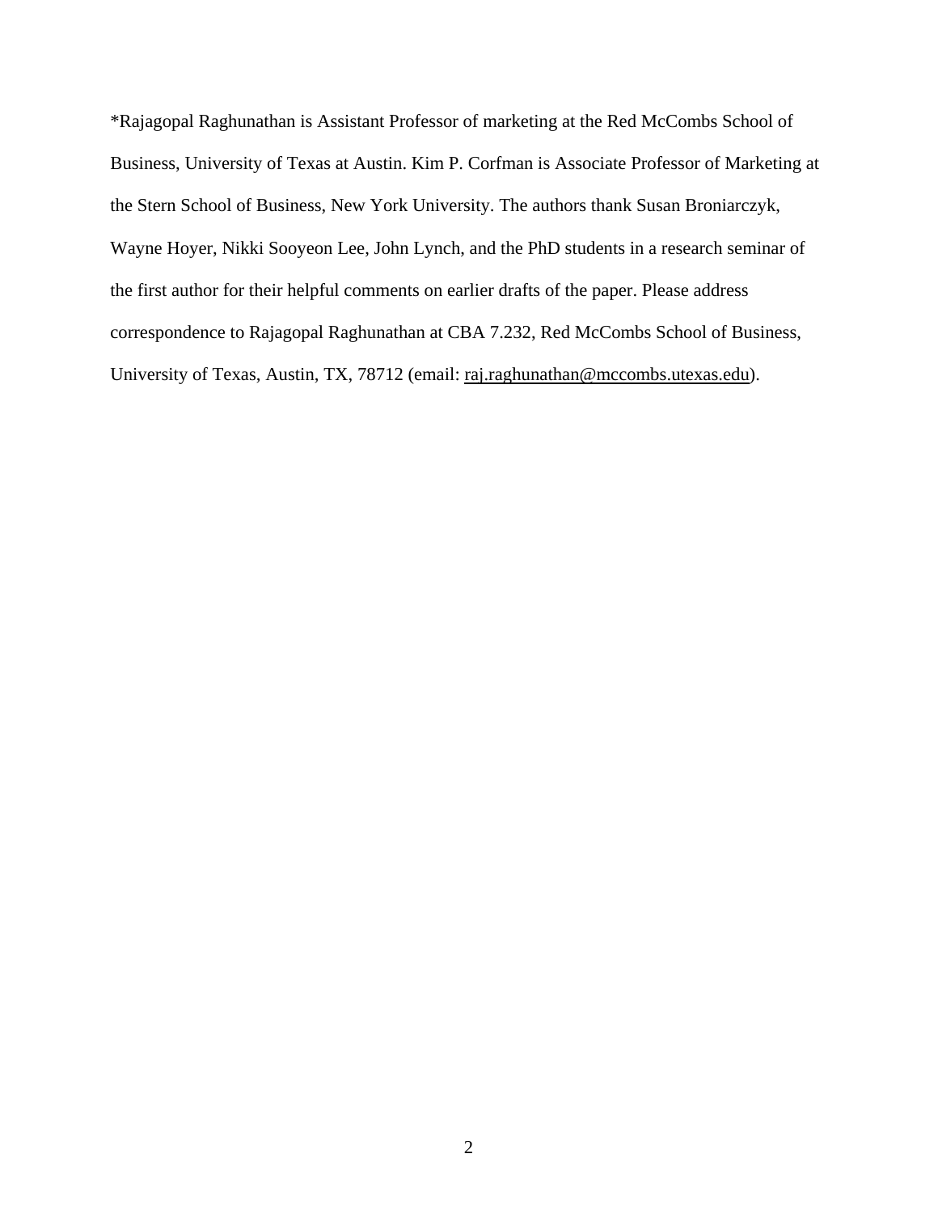*Rajagopal Raghunathan is Assistant Professor of marketing at the Red McCombs School of Business, University of Texas at Austin. Kim P. Corfman is Associate Professor of Marketing at the Stern School of Business, New York University. The authors thank Susan Broniarczyk, Wayne Hoyer, Nikki Sooyeon Lee, John Lynch, and the PhD students in a research seminar of the first author for their helpful comments on earlier drafts of the paper. Please address correspondence to Rajagopal Raghunathan at CBA 7.232, Red McCombs School of Business, University of Texas, Austin, TX, 78712 (email: raj.raghunathan@mccombs.utexas.edu).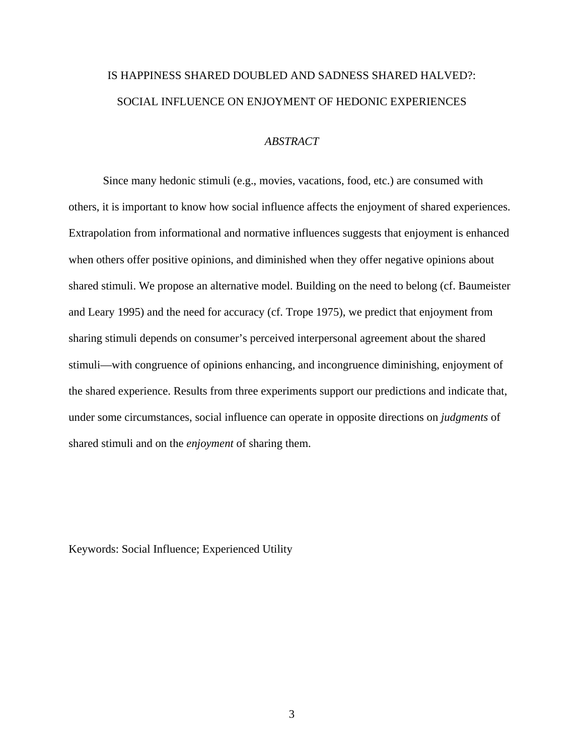# IS HAPPINESS SHARED DOUBLED AND SADNESS SHARED HALVED?: SOCIAL INFLUENCE ON ENJOYMENT OF HEDONIC EXPERIENCES

## *ABSTRACT*

Since many hedonic stimuli (e.g., movies, vacations, food, etc.) are consumed with others, it is important to know how social influence affects the enjoyment of shared experiences. Extrapolation from informational and normative influences suggests that enjoyment is enhanced when others offer positive opinions, and diminished when they offer negative opinions about shared stimuli. We propose an alternative model. Building on the need to belong (cf. Baumeister and Leary 1995) and the need for accuracy (cf. Trope 1975), we predict that enjoyment from sharing stimuli depends on consumer's perceived interpersonal agreement about the shared stimuli—with congruence of opinions enhancing, and incongruence diminishing, enjoyment of the shared experience. Results from three experiments support our predictions and indicate that, under some circumstances, social influence can operate in opposite directions on *judgments* of shared stimuli and on the *enjoyment* of sharing them.

Keywords: Social Influence; Experienced Utility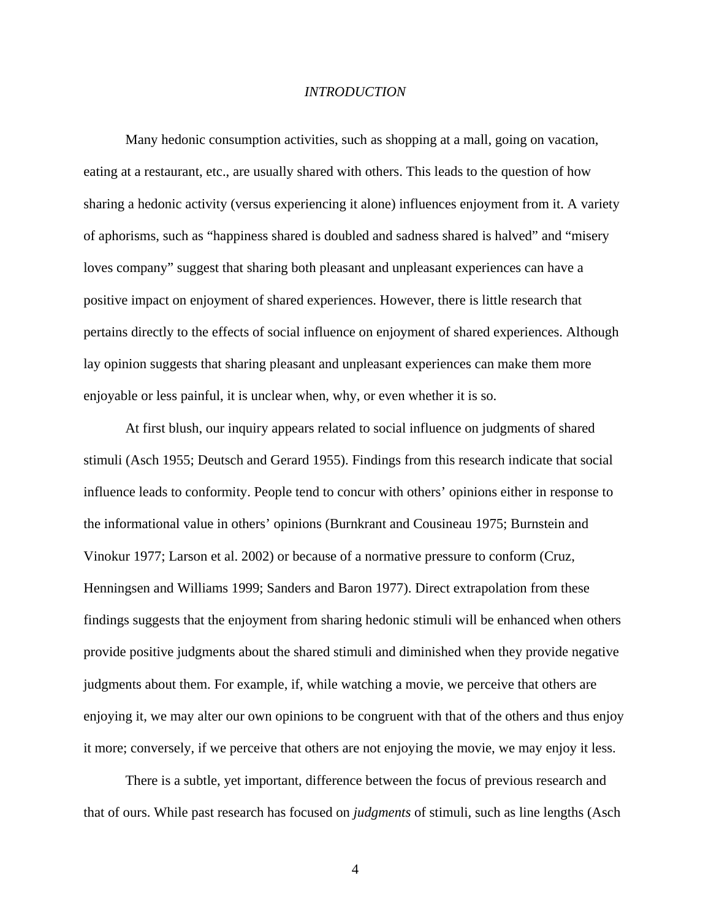## *INTRODUCTION*

Many hedonic consumption activities, such as shopping at a mall, going on vacation, eating at a restaurant, etc., are usually shared with others. This leads to the question of how sharing a hedonic activity (versus experiencing it alone) influences enjoyment from it. A variety of aphorisms, such as "happiness shared is doubled and sadness shared is halved" and "misery loves company" suggest that sharing both pleasant and unpleasant experiences can have a positive impact on enjoyment of shared experiences. However, there is little research that pertains directly to the effects of social influence on enjoyment of shared experiences. Although lay opinion suggests that sharing pleasant and unpleasant experiences can make them more enjoyable or less painful, it is unclear when, why, or even whether it is so.

At first blush, our inquiry appears related to social influence on judgments of shared stimuli (Asch 1955; Deutsch and Gerard 1955). Findings from this research indicate that social influence leads to conformity. People tend to concur with others' opinions either in response to the informational value in others' opinions (Burnkrant and Cousineau 1975; Burnstein and Vinokur 1977; Larson et al. 2002) or because of a normative pressure to conform (Cruz, Henningsen and Williams 1999; Sanders and Baron 1977). Direct extrapolation from these findings suggests that the enjoyment from sharing hedonic stimuli will be enhanced when others provide positive judgments about the shared stimuli and diminished when they provide negative judgments about them. For example, if, while watching a movie, we perceive that others are enjoying it, we may alter our own opinions to be congruent with that of the others and thus enjoy it more; conversely, if we perceive that others are not enjoying the movie, we may enjoy it less.

There is a subtle, yet important, difference between the focus of previous research and that of ours. While past research has focused on *judgments* of stimuli, such as line lengths (Asch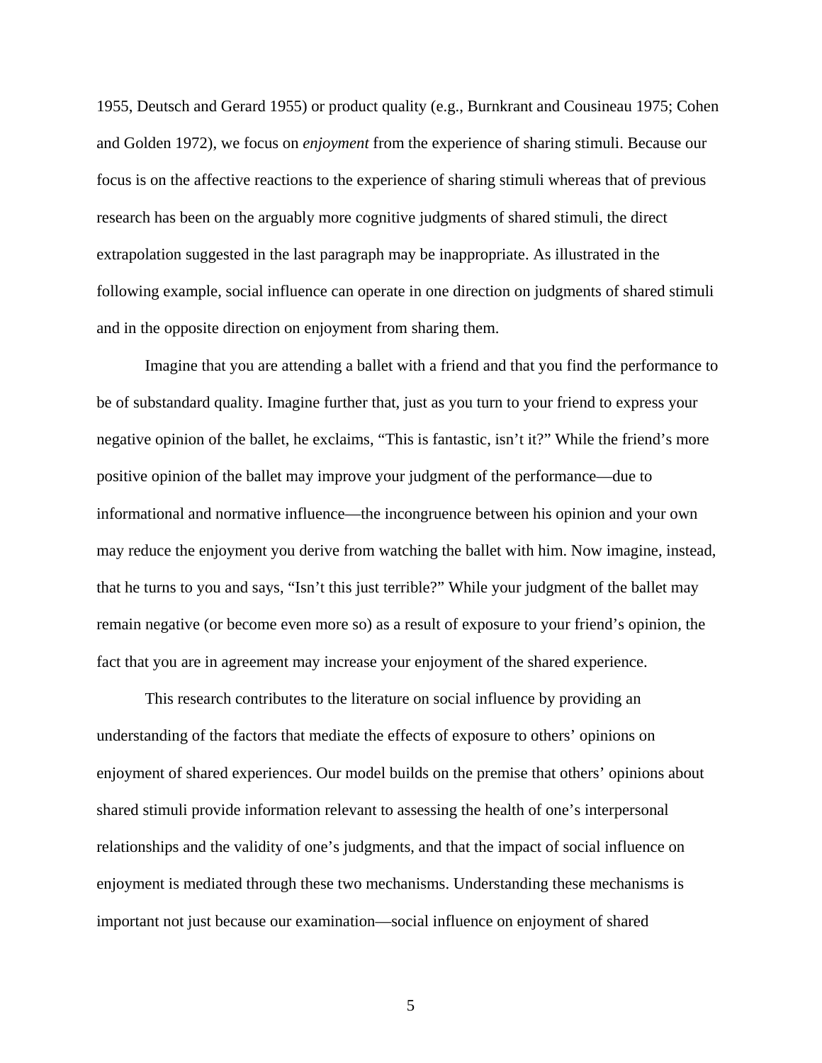1955, Deutsch and Gerard 1955) or product quality (e.g., Burnkrant and Cousineau 1975; Cohen and Golden 1972), we focus on *enjoyment* from the experience of sharing stimuli. Because our focus is on the affective reactions to the experience of sharing stimuli whereas that of previous research has been on the arguably more cognitive judgments of shared stimuli, the direct extrapolation suggested in the last paragraph may be inappropriate. As illustrated in the following example, social influence can operate in one direction on judgments of shared stimuli and in the opposite direction on enjoyment from sharing them.

Imagine that you are attending a ballet with a friend and that you find the performance to be of substandard quality. Imagine further that, just as you turn to your friend to express your negative opinion of the ballet, he exclaims, "This is fantastic, isn't it?" While the friend's more positive opinion of the ballet may improve your judgment of the performance—due to informational and normative influence—the incongruence between his opinion and your own may reduce the enjoyment you derive from watching the ballet with him. Now imagine, instead, that he turns to you and says, "Isn't this just terrible?" While your judgment of the ballet may remain negative (or become even more so) as a result of exposure to your friend's opinion, the fact that you are in agreement may increase your enjoyment of the shared experience.

This research contributes to the literature on social influence by providing an understanding of the factors that mediate the effects of exposure to others' opinions on enjoyment of shared experiences. Our model builds on the premise that others' opinions about shared stimuli provide information relevant to assessing the health of one's interpersonal relationships and the validity of one's judgments, and that the impact of social influence on enjoyment is mediated through these two mechanisms. Understanding these mechanisms is important not just because our examination—social influence on enjoyment of shared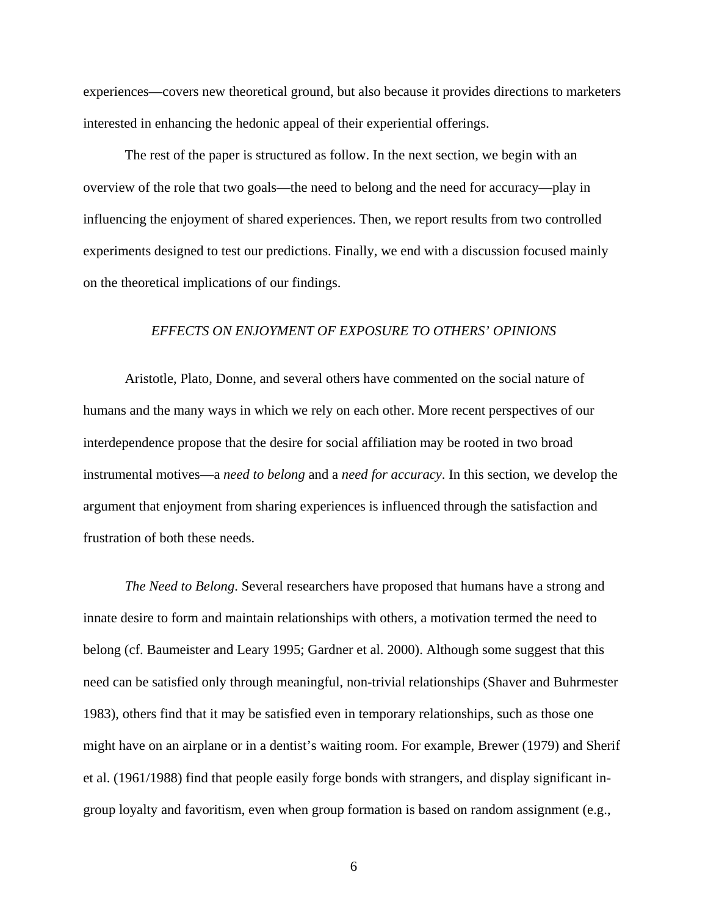experiences—covers new theoretical ground, but also because it provides directions to marketers interested in enhancing the hedonic appeal of their experiential offerings.

The rest of the paper is structured as follow. In the next section, we begin with an overview of the role that two goals—the need to belong and the need for accuracy—play in influencing the enjoyment of shared experiences. Then, we report results from two controlled experiments designed to test our predictions. Finally, we end with a discussion focused mainly on the theoretical implications of our findings.

## *EFFECTS ON ENJOYMENT OF EXPOSURE TO OTHERS' OPINIONS*

Aristotle, Plato, Donne, and several others have commented on the social nature of humans and the many ways in which we rely on each other. More recent perspectives of our interdependence propose that the desire for social affiliation may be rooted in two broad instrumental motives—a *need to belong* and a *need for accuracy*. In this section, we develop the argument that enjoyment from sharing experiences is influenced through the satisfaction and frustration of both these needs.

*The Need to Belong*. Several researchers have proposed that humans have a strong and innate desire to form and maintain relationships with others, a motivation termed the need to belong (cf. Baumeister and Leary 1995; Gardner et al. 2000). Although some suggest that this need can be satisfied only through meaningful, non-trivial relationships (Shaver and Buhrmester 1983), others find that it may be satisfied even in temporary relationships, such as those one might have on an airplane or in a dentist's waiting room. For example, Brewer (1979) and Sherif et al. (1961/1988) find that people easily forge bonds with strangers, and display significant in-group loyalty and favoritism, even when group formation is based on random assignment (e.g.,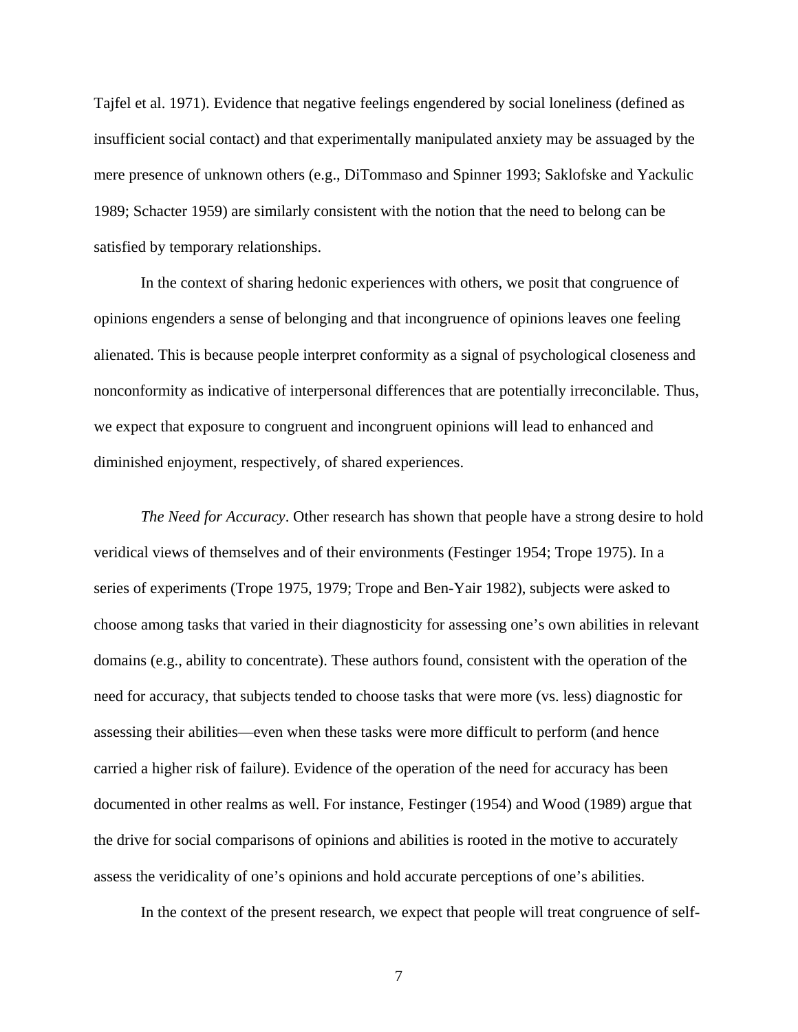Tajfel et al. 1971). Evidence that negative feelings engendered by social loneliness (defined as insufficient social contact) and that experimentally manipulated anxiety may be assuaged by the mere presence of unknown others (e.g., DiTommaso and Spinner 1993; Saklofske and Yackulic 1989; Schacter 1959) are similarly consistent with the notion that the need to belong can be satisfied by temporary relationships.

In the context of sharing hedonic experiences with others, we posit that congruence of opinions engenders a sense of belonging and that incongruence of opinions leaves one feeling alienated. This is because people interpret conformity as a signal of psychological closeness and nonconformity as indicative of interpersonal differences that are potentially irreconcilable. Thus, we expect that exposure to congruent and incongruent opinions will lead to enhanced and diminished enjoyment, respectively, of shared experiences.

*The Need for Accuracy*. Other research has shown that people have a strong desire to hold veridical views of themselves and of their environments (Festinger 1954; Trope 1975). In a series of experiments (Trope 1975, 1979; Trope and Ben-Yair 1982), subjects were asked to choose among tasks that varied in their diagnosticity for assessing one's own abilities in relevant domains (e.g., ability to concentrate). These authors found, consistent with the operation of the need for accuracy, that subjects tended to choose tasks that were more (vs. less) diagnostic for assessing their abilities—even when these tasks were more difficult to perform (and hence carried a higher risk of failure). Evidence of the operation of the need for accuracy has been documented in other realms as well. For instance, Festinger (1954) and Wood (1989) argue that the drive for social comparisons of opinions and abilities is rooted in the motive to accurately assess the veridicality of one's opinions and hold accurate perceptions of one's abilities.

In the context of the present research, we expect that people will treat congruence of self-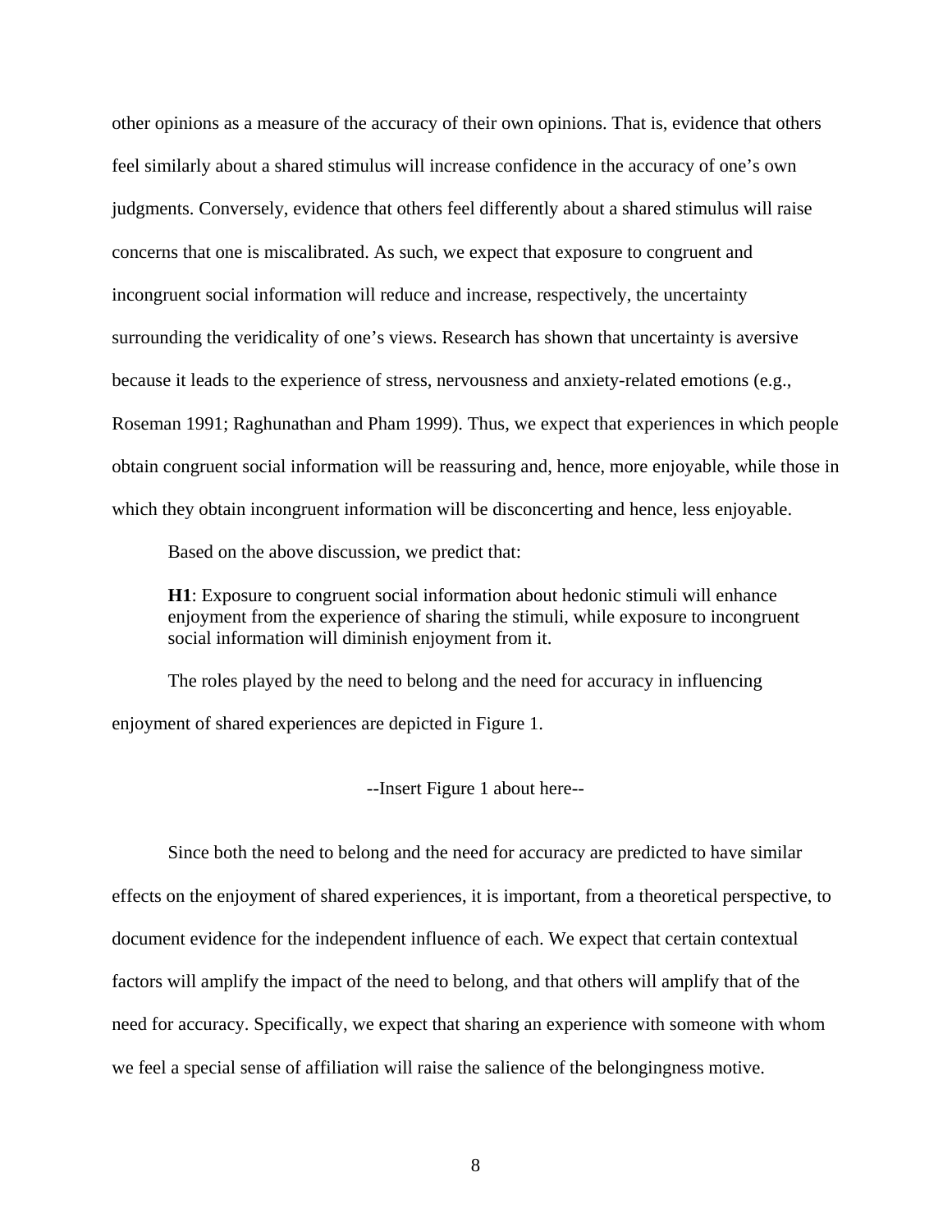other opinions as a measure of the accuracy of their own opinions. That is, evidence that others feel similarly about a shared stimulus will increase confidence in the accuracy of one's own judgments. Conversely, evidence that others feel differently about a shared stimulus will raise concerns that one is miscalibrated. As such, we expect that exposure to congruent and incongruent social information will reduce and increase, respectively, the uncertainty surrounding the veridicality of one's views. Research has shown that uncertainty is aversive because it leads to the experience of stress, nervousness and anxiety-related emotions (e.g., Roseman 1991; Raghunathan and Pham 1999). Thus, we expect that experiences in which people obtain congruent social information will be reassuring and, hence, more enjoyable, while those in which they obtain incongruent information will be disconcerting and hence, less enjoyable.

Based on the above discussion, we predict that:

> **H1**: Exposure to congruent social information about hedonic stimuli will enhance enjoyment from the experience of sharing the stimuli, while exposure to incongruent social information will diminish enjoyment from it.

The roles played by the need to belong and the need for accuracy in influencing enjoyment of shared experiences are depicted in Figure 1.

--Insert Figure 1 about here--

Since both the need to belong and the need for accuracy are predicted to have similar effects on the enjoyment of shared experiences, it is important, from a theoretical perspective, to document evidence for the independent influence of each. We expect that certain contextual factors will amplify the impact of the need to belong, and that others will amplify that of the need for accuracy. Specifically, we expect that sharing an experience with someone with whom we feel a special sense of affiliation will raise the salience of the belongingness motive.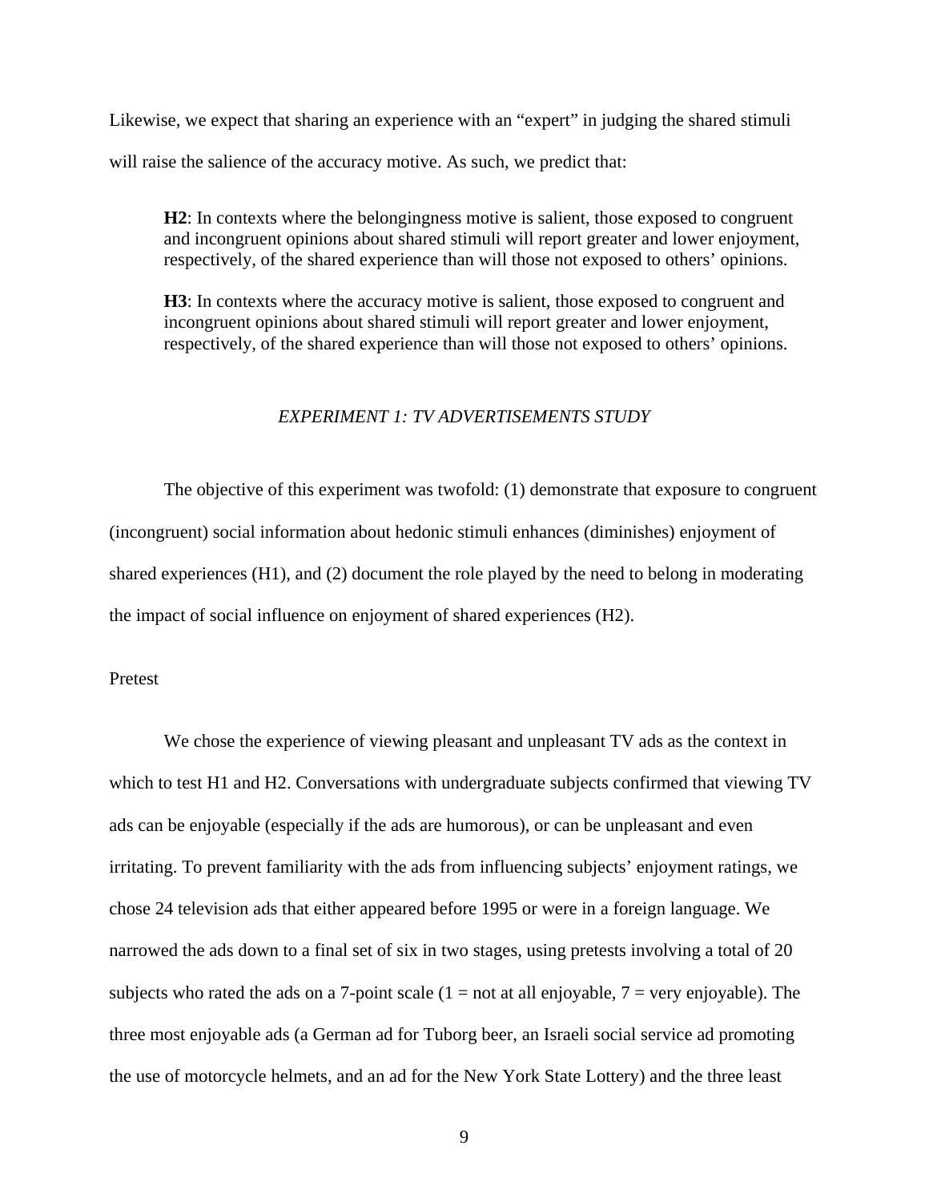Likewise, we expect that sharing an experience with an "expert" in judging the shared stimuli will raise the salience of the accuracy motive. As such, we predict that:

> **H2**: In contexts where the belongingness motive is salient, those exposed to congruent and incongruent opinions about shared stimuli will report greater and lower enjoyment, respectively, of the shared experience than will those not exposed to others' opinions.
>
> **H3**: In contexts where the accuracy motive is salient, those exposed to congruent and incongruent opinions about shared stimuli will report greater and lower enjoyment, respectively, of the shared experience than will those not exposed to others' opinions.

## *EXPERIMENT 1: TV ADVERTISEMENTS STUDY*

The objective of this experiment was twofold: (1) demonstrate that exposure to congruent (incongruent) social information about hedonic stimuli enhances (diminishes) enjoyment of shared experiences (H1), and (2) document the role played by the need to belong in moderating the impact of social influence on enjoyment of shared experiences (H2).

### Pretest

We chose the experience of viewing pleasant and unpleasant TV ads as the context in which to test H1 and H2. Conversations with undergraduate subjects confirmed that viewing TV ads can be enjoyable (especially if the ads are humorous), or can be unpleasant and even irritating. To prevent familiarity with the ads from influencing subjects' enjoyment ratings, we chose 24 television ads that either appeared before 1995 or were in a foreign language. We narrowed the ads down to a final set of six in two stages, using pretests involving a total of 20 subjects who rated the ads on a 7-point scale (1 = not at all enjoyable, 7 = very enjoyable). The three most enjoyable ads (a German ad for Tuborg beer, an Israeli social service ad promoting the use of motorcycle helmets, and an ad for the New York State Lottery) and the three least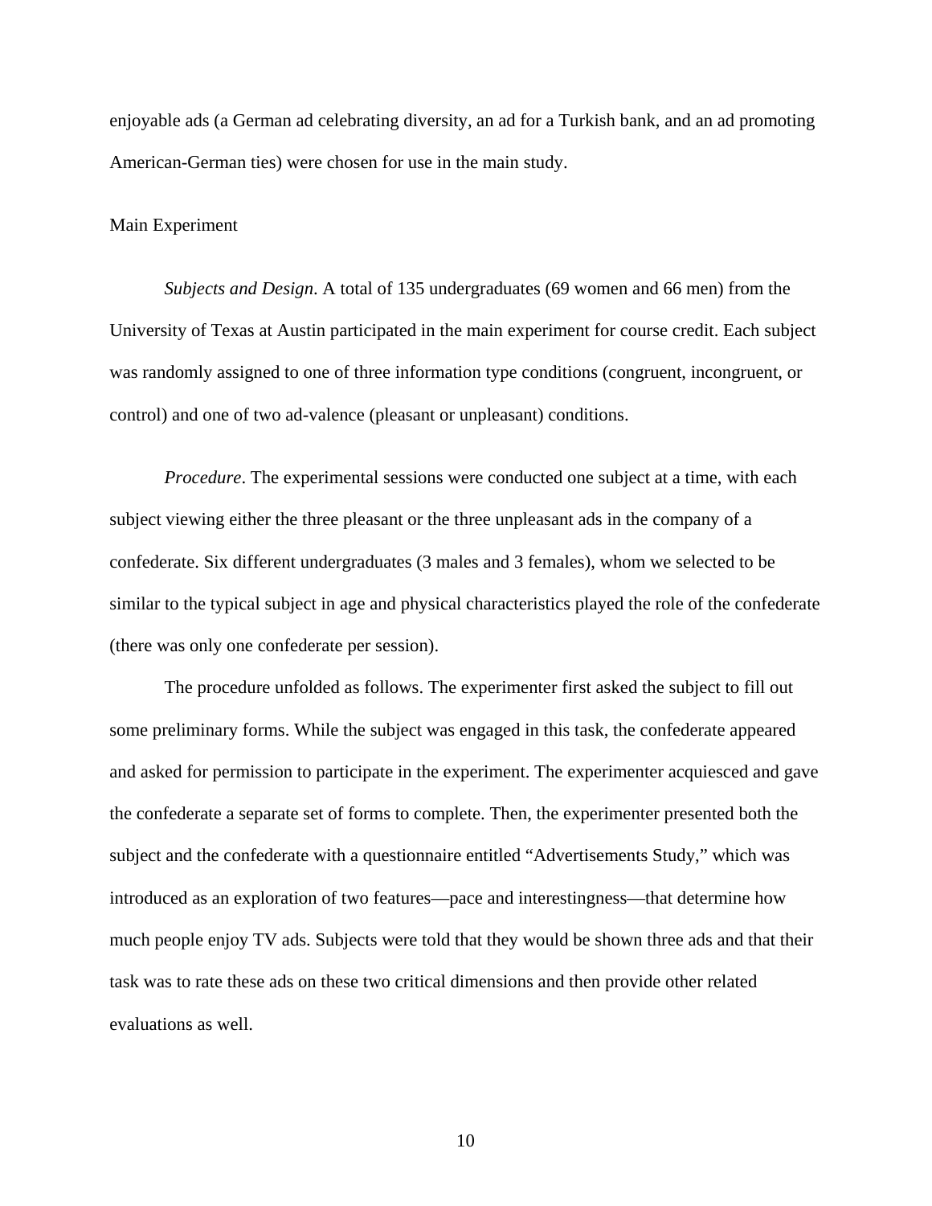enjoyable ads (a German ad celebrating diversity, an ad for a Turkish bank, and an ad promoting American-German ties) were chosen for use in the main study.

## Main Experiment

*Subjects and Design*. A total of 135 undergraduates (69 women and 66 men) from the University of Texas at Austin participated in the main experiment for course credit. Each subject was randomly assigned to one of three information type conditions (congruent, incongruent, or control) and one of two ad-valence (pleasant or unpleasant) conditions.

*Procedure*. The experimental sessions were conducted one subject at a time, with each subject viewing either the three pleasant or the three unpleasant ads in the company of a confederate. Six different undergraduates (3 males and 3 females), whom we selected to be similar to the typical subject in age and physical characteristics played the role of the confederate (there was only one confederate per session).

The procedure unfolded as follows. The experimenter first asked the subject to fill out some preliminary forms. While the subject was engaged in this task, the confederate appeared and asked for permission to participate in the experiment. The experimenter acquiesced and gave the confederate a separate set of forms to complete. Then, the experimenter presented both the subject and the confederate with a questionnaire entitled "Advertisements Study," which was introduced as an exploration of two features—pace and interestingness—that determine how much people enjoy TV ads. Subjects were told that they would be shown three ads and that their task was to rate these ads on these two critical dimensions and then provide other related evaluations as well.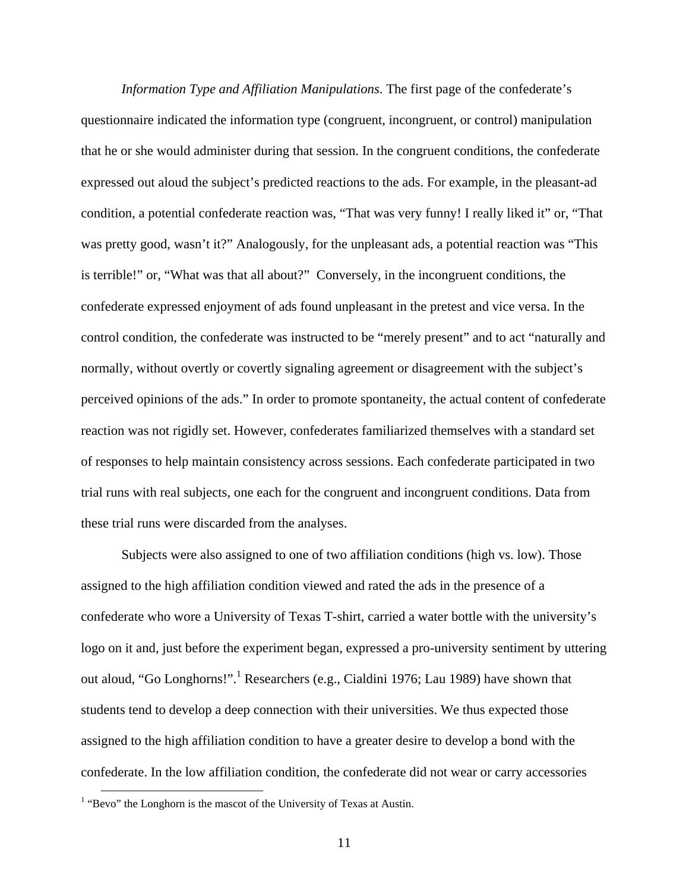*Information Type and Affiliation Manipulations*. The first page of the confederate's questionnaire indicated the information type (congruent, incongruent, or control) manipulation that he or she would administer during that session. In the congruent conditions, the confederate expressed out aloud the subject's predicted reactions to the ads. For example, in the pleasant-ad condition, a potential confederate reaction was, "That was very funny! I really liked it" or, "That was pretty good, wasn't it?" Analogously, for the unpleasant ads, a potential reaction was "This is terrible!" or, "What was that all about?" Conversely, in the incongruent conditions, the confederate expressed enjoyment of ads found unpleasant in the pretest and vice versa. In the control condition, the confederate was instructed to be "merely present" and to act "naturally and normally, without overtly or covertly signaling agreement or disagreement with the subject's perceived opinions of the ads." In order to promote spontaneity, the actual content of confederate reaction was not rigidly set. However, confederates familiarized themselves with a standard set of responses to help maintain consistency across sessions. Each confederate participated in two trial runs with real subjects, one each for the congruent and incongruent conditions. Data from these trial runs were discarded from the analyses.

Subjects were also assigned to one of two affiliation conditions (high vs. low). Those assigned to the high affiliation condition viewed and rated the ads in the presence of a confederate who wore a University of Texas T-shirt, carried a water bottle with the university's logo on it and, just before the experiment began, expressed a pro-university sentiment by uttering out aloud, "Go Longhorns!".[1] Researchers (e.g., Cialdini 1976; Lau 1989) have shown that students tend to develop a deep connection with their universities. We thus expected those assigned to the high affiliation condition to have a greater desire to develop a bond with the confederate. In the low affiliation condition, the confederate did not wear or carry accessories

[1] "Bevo" the Longhorn is the mascot of the University of Texas at Austin.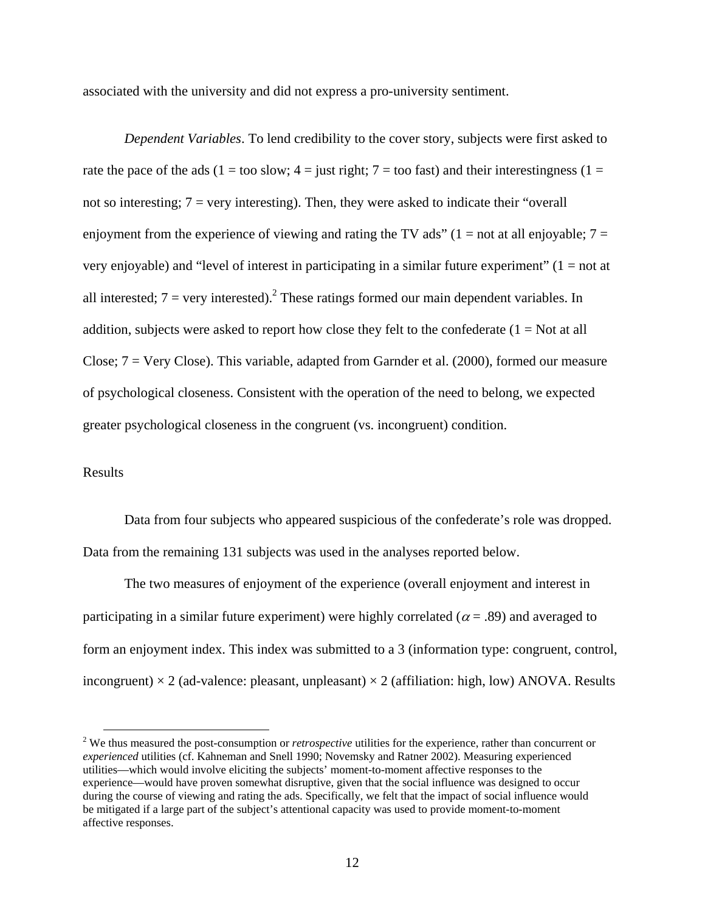associated with the university and did not express a pro-university sentiment.

*Dependent Variables*. To lend credibility to the cover story, subjects were first asked to rate the pace of the ads (1 = too slow; 4 = just right; 7 = too fast) and their interestingness (1 = not so interesting; 7 = very interesting). Then, they were asked to indicate their "overall enjoyment from the experience of viewing and rating the TV ads" (1 = not at all enjoyable; 7 = very enjoyable) and "level of interest in participating in a similar future experiment" (1 = not at all interested; 7 = very interested).[2] These ratings formed our main dependent variables. In addition, subjects were asked to report how close they felt to the confederate (1 = Not at all Close; 7 = Very Close). This variable, adapted from Garnder et al. (2000), formed our measure of psychological closeness. Consistent with the operation of the need to belong, we expected greater psychological closeness in the congruent (vs. incongruent) condition.

## Results

Data from four subjects who appeared suspicious of the confederate's role was dropped. Data from the remaining 131 subjects was used in the analyses reported below.

The two measures of enjoyment of the experience (overall enjoyment and interest in participating in a similar future experiment) were highly correlated ($\alpha = .89$) and averaged to form an enjoyment index. This index was submitted to a 3 (information type: congruent, control, incongruent) $\times$ 2 (ad-valence: pleasant, unpleasant) $\times$ 2 (affiliation: high, low) ANOVA. Results

---

[2] We thus measured the post-consumption or *retrospective* utilities for the experience, rather than concurrent or *experienced* utilities (cf. Kahneman and Snell 1990; Novemsky and Ratner 2002). Measuring experienced utilities—which would involve eliciting the subjects' moment-to-moment affective responses to the experience—would have proven somewhat disruptive, given that the social influence was designed to occur during the course of viewing and rating the ads. Specifically, we felt that the impact of social influence would be mitigated if a large part of the subject's attentional capacity was used to provide moment-to-moment affective responses.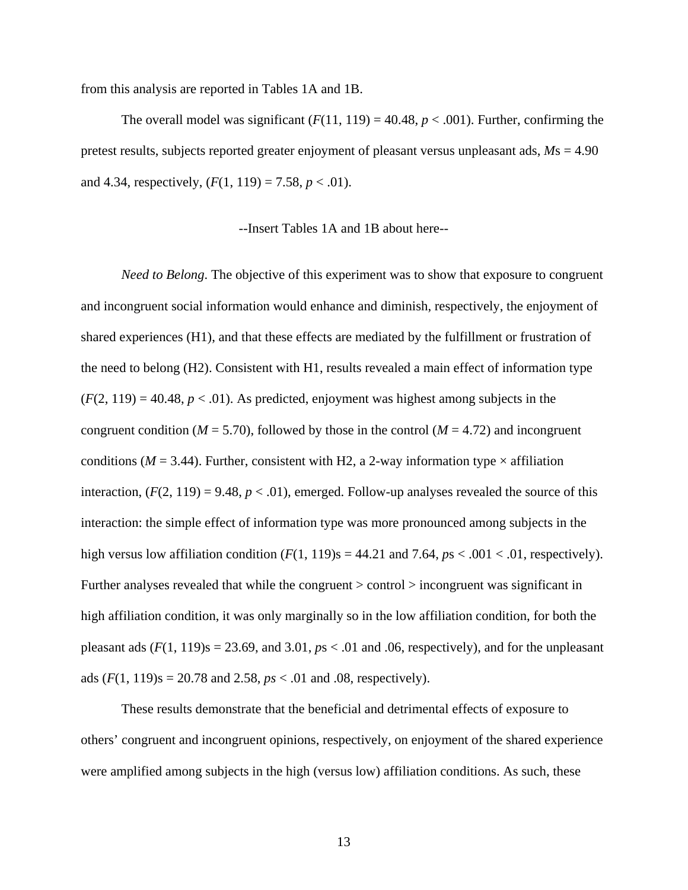from this analysis are reported in Tables 1A and 1B.

The overall model was significant ($F(11, 119) = 40.48$, $p < .001$). Further, confirming the pretest results, subjects reported greater enjoyment of pleasant versus unpleasant ads, *M*s = 4.90 and 4.34, respectively, ($F(1, 119) = 7.58$, $p < .01$).

--Insert Tables 1A and 1B about here--

*Need to Belong*. The objective of this experiment was to show that exposure to congruent and incongruent social information would enhance and diminish, respectively, the enjoyment of shared experiences (H1), and that these effects are mediated by the fulfillment or frustration of the need to belong (H2). Consistent with H1, results revealed a main effect of information type ($F(2, 119) = 40.48$, $p < .01$). As predicted, enjoyment was highest among subjects in the congruent condition ($M = 5.70$), followed by those in the control ($M = 4.72$) and incongruent conditions ($M = 3.44$). Further, consistent with H2, a 2-way information type × affiliation interaction, ($F(2, 119) = 9.48$, $p < .01$), emerged. Follow-up analyses revealed the source of this interaction: the simple effect of information type was more pronounced among subjects in the high versus low affiliation condition ($F(1, 119)$s = 44.21 and 7.64, *p*s < .001 < .01, respectively). Further analyses revealed that while the congruent > control > incongruent was significant in high affiliation condition, it was only marginally so in the low affiliation condition, for both the pleasant ads ($F(1, 119)$s = 23.69, and 3.01, *p*s < .01 and .06, respectively), and for the unpleasant ads ($F(1, 119)$s = 20.78 and 2.58, *ps* < .01 and .08, respectively).

These results demonstrate that the beneficial and detrimental effects of exposure to others' congruent and incongruent opinions, respectively, on enjoyment of the shared experience were amplified among subjects in the high (versus low) affiliation conditions. As such, these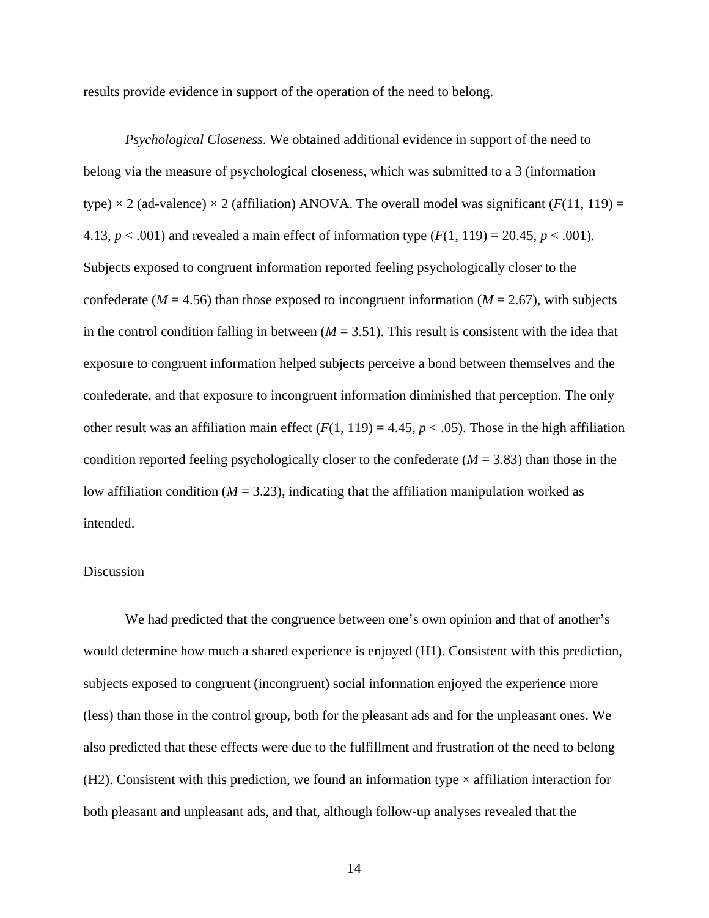results provide evidence in support of the operation of the need to belong.

*Psychological Closeness*. We obtained additional evidence in support of the need to belong via the measure of psychological closeness, which was submitted to a 3 (information type) × 2 (ad-valence) × 2 (affiliation) ANOVA. The overall model was significant ($F(11, 119) = 4.13$, $p < .001$) and revealed a main effect of information type ($F(1, 119) = 20.45$, $p < .001$). Subjects exposed to congruent information reported feeling psychologically closer to the confederate ($M = 4.56$) than those exposed to incongruent information ($M = 2.67$), with subjects in the control condition falling in between ($M = 3.51$). This result is consistent with the idea that exposure to congruent information helped subjects perceive a bond between themselves and the confederate, and that exposure to incongruent information diminished that perception. The only other result was an affiliation main effect ($F(1, 119) = 4.45$, $p < .05$). Those in the high affiliation condition reported feeling psychologically closer to the confederate ($M = 3.83$) than those in the low affiliation condition ($M = 3.23$), indicating that the affiliation manipulation worked as intended.

## Discussion

We had predicted that the congruence between one's own opinion and that of another's would determine how much a shared experience is enjoyed (H1). Consistent with this prediction, subjects exposed to congruent (incongruent) social information enjoyed the experience more (less) than those in the control group, both for the pleasant ads and for the unpleasant ones. We also predicted that these effects were due to the fulfillment and frustration of the need to belong (H2). Consistent with this prediction, we found an information type × affiliation interaction for both pleasant and unpleasant ads, and that, although follow-up analyses revealed that the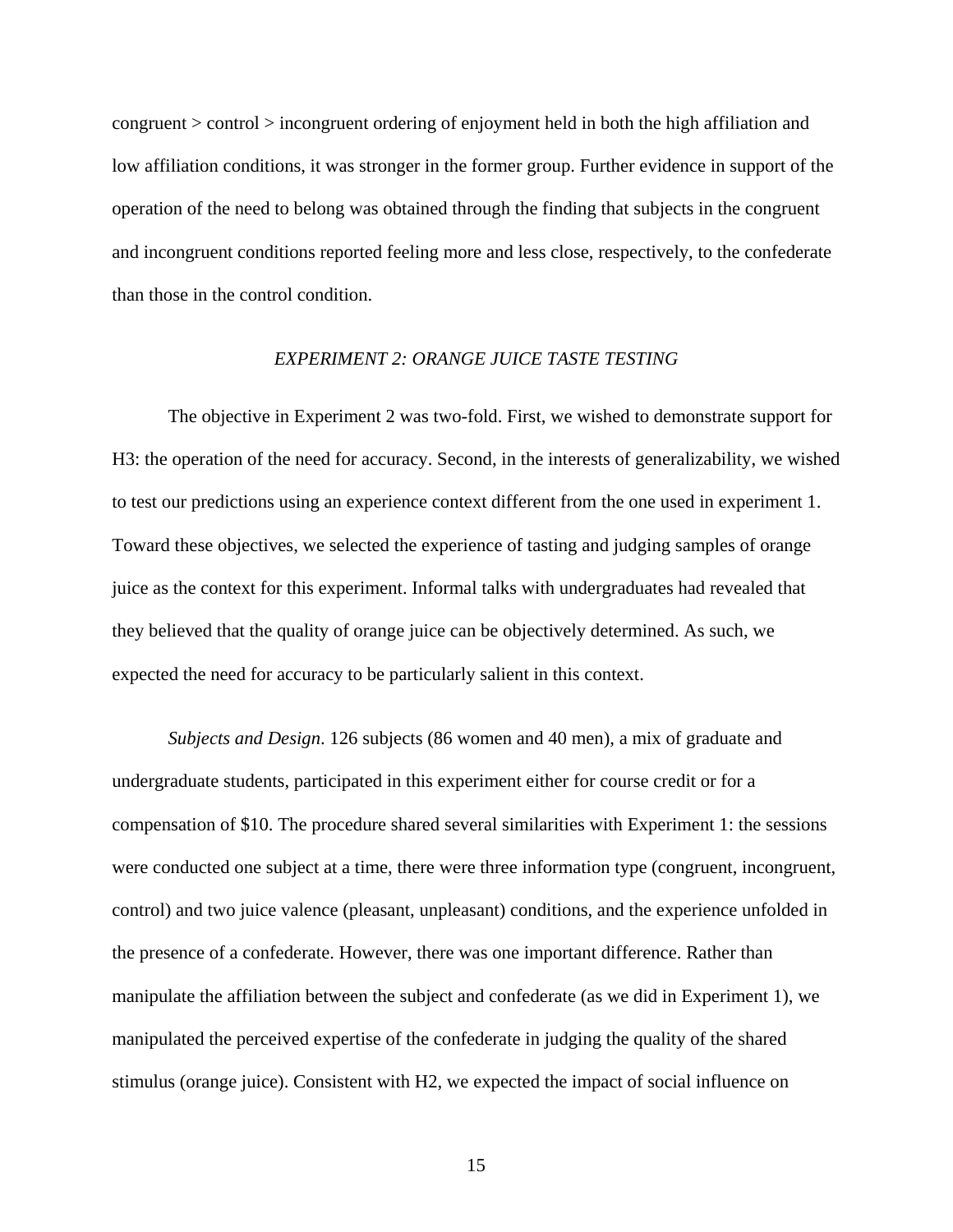congruent > control > incongruent ordering of enjoyment held in both the high affiliation and low affiliation conditions, it was stronger in the former group. Further evidence in support of the operation of the need to belong was obtained through the finding that subjects in the congruent and incongruent conditions reported feeling more and less close, respectively, to the confederate than those in the control condition.

## *EXPERIMENT 2: ORANGE JUICE TASTE TESTING*

The objective in Experiment 2 was two-fold. First, we wished to demonstrate support for H3: the operation of the need for accuracy. Second, in the interests of generalizability, we wished to test our predictions using an experience context different from the one used in experiment 1. Toward these objectives, we selected the experience of tasting and judging samples of orange juice as the context for this experiment. Informal talks with undergraduates had revealed that they believed that the quality of orange juice can be objectively determined. As such, we expected the need for accuracy to be particularly salient in this context.

*Subjects and Design*. 126 subjects (86 women and 40 men), a mix of graduate and undergraduate students, participated in this experiment either for course credit or for a compensation of $10. The procedure shared several similarities with Experiment 1: the sessions were conducted one subject at a time, there were three information type (congruent, incongruent, control) and two juice valence (pleasant, unpleasant) conditions, and the experience unfolded in the presence of a confederate. However, there was one important difference. Rather than manipulate the affiliation between the subject and confederate (as we did in Experiment 1), we manipulated the perceived expertise of the confederate in judging the quality of the shared stimulus (orange juice). Consistent with H2, we expected the impact of social influence on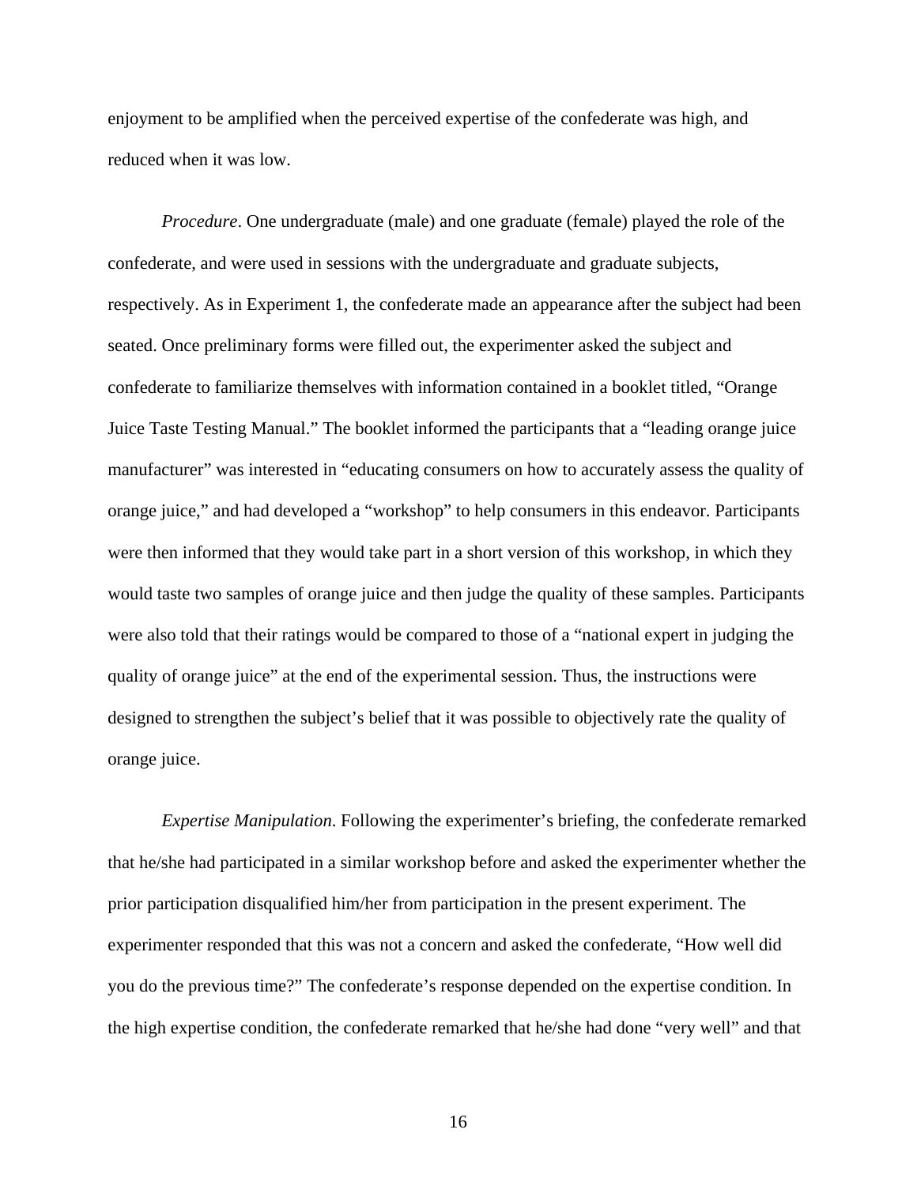enjoyment to be amplified when the perceived expertise of the confederate was high, and reduced when it was low.

*Procedure*. One undergraduate (male) and one graduate (female) played the role of the confederate, and were used in sessions with the undergraduate and graduate subjects, respectively. As in Experiment 1, the confederate made an appearance after the subject had been seated. Once preliminary forms were filled out, the experimenter asked the subject and confederate to familiarize themselves with information contained in a booklet titled, "Orange Juice Taste Testing Manual." The booklet informed the participants that a "leading orange juice manufacturer" was interested in "educating consumers on how to accurately assess the quality of orange juice," and had developed a "workshop" to help consumers in this endeavor. Participants were then informed that they would take part in a short version of this workshop, in which they would taste two samples of orange juice and then judge the quality of these samples. Participants were also told that their ratings would be compared to those of a "national expert in judging the quality of orange juice" at the end of the experimental session. Thus, the instructions were designed to strengthen the subject's belief that it was possible to objectively rate the quality of orange juice.

*Expertise Manipulation*. Following the experimenter's briefing, the confederate remarked that he/she had participated in a similar workshop before and asked the experimenter whether the prior participation disqualified him/her from participation in the present experiment. The experimenter responded that this was not a concern and asked the confederate, "How well did you do the previous time?" The confederate's response depended on the expertise condition. In the high expertise condition, the confederate remarked that he/she had done "very well" and that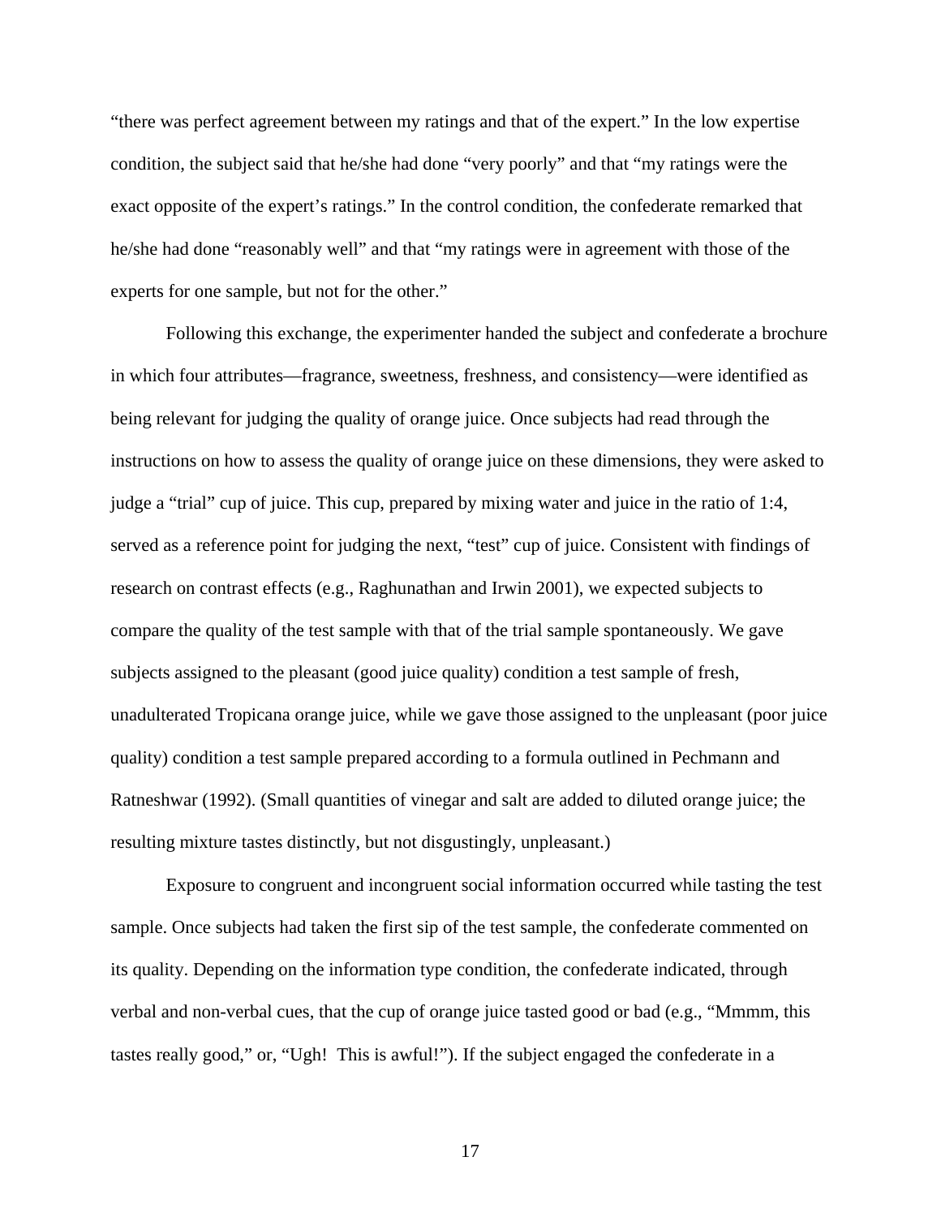"there was perfect agreement between my ratings and that of the expert." In the low expertise condition, the subject said that he/she had done "very poorly" and that "my ratings were the exact opposite of the expert's ratings." In the control condition, the confederate remarked that he/she had done "reasonably well" and that "my ratings were in agreement with those of the experts for one sample, but not for the other."

Following this exchange, the experimenter handed the subject and confederate a brochure in which four attributes—fragrance, sweetness, freshness, and consistency—were identified as being relevant for judging the quality of orange juice. Once subjects had read through the instructions on how to assess the quality of orange juice on these dimensions, they were asked to judge a "trial" cup of juice. This cup, prepared by mixing water and juice in the ratio of 1:4, served as a reference point for judging the next, "test" cup of juice. Consistent with findings of research on contrast effects (e.g., Raghunathan and Irwin 2001), we expected subjects to compare the quality of the test sample with that of the trial sample spontaneously. We gave subjects assigned to the pleasant (good juice quality) condition a test sample of fresh, unadulterated Tropicana orange juice, while we gave those assigned to the unpleasant (poor juice quality) condition a test sample prepared according to a formula outlined in Pechmann and Ratneshwar (1992). (Small quantities of vinegar and salt are added to diluted orange juice; the resulting mixture tastes distinctly, but not disgustingly, unpleasant.)

Exposure to congruent and incongruent social information occurred while tasting the test sample. Once subjects had taken the first sip of the test sample, the confederate commented on its quality. Depending on the information type condition, the confederate indicated, through verbal and non-verbal cues, that the cup of orange juice tasted good or bad (e.g., "Mmmm, this tastes really good," or, "Ugh! This is awful!"). If the subject engaged the confederate in a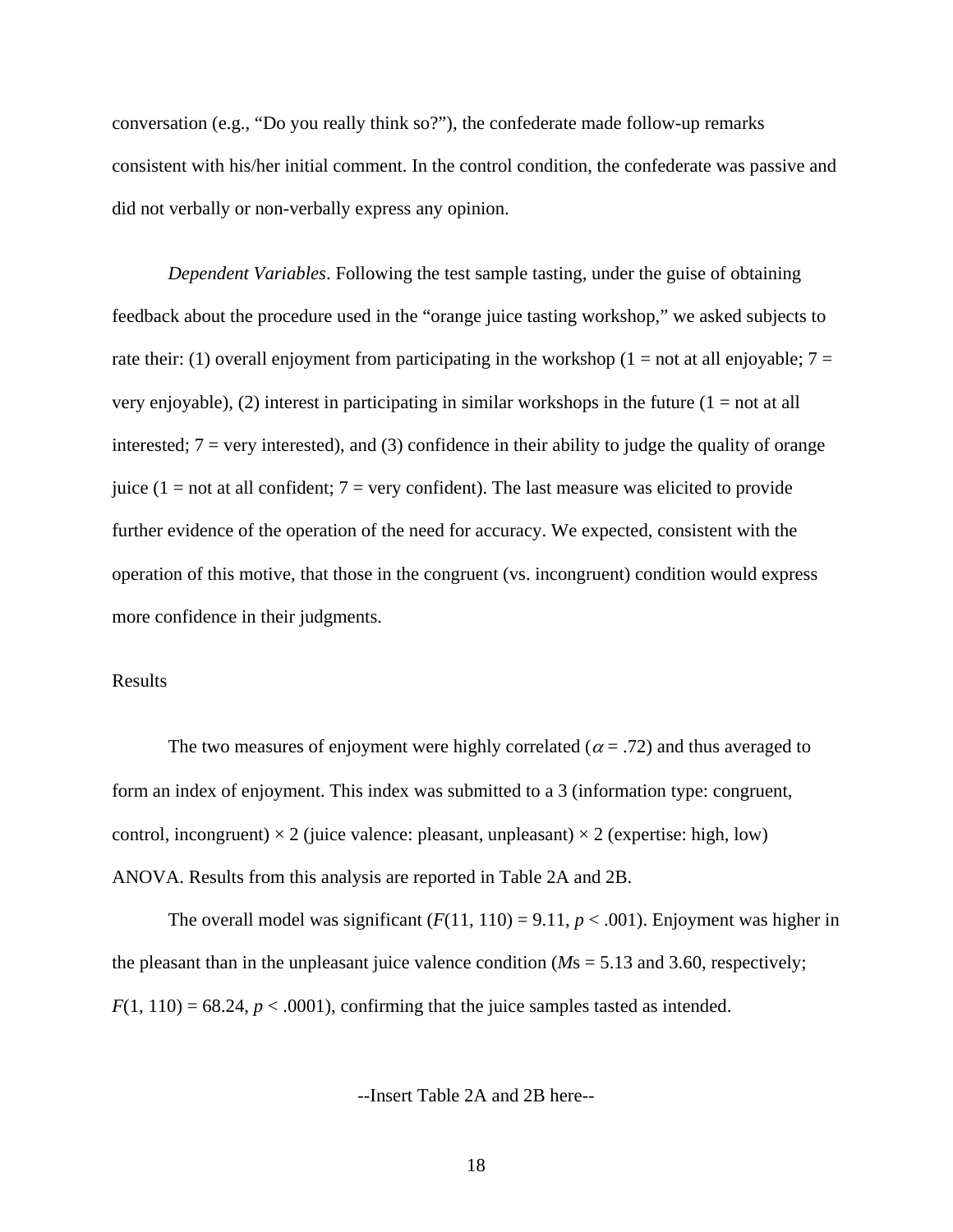conversation (e.g., “Do you really think so?”), the confederate made follow-up remarks consistent with his/her initial comment. In the control condition, the confederate was passive and did not verbally or non-verbally express any opinion.

*Dependent Variables*. Following the test sample tasting, under the guise of obtaining feedback about the procedure used in the “orange juice tasting workshop,” we asked subjects to rate their: (1) overall enjoyment from participating in the workshop (1 = not at all enjoyable; 7 = very enjoyable), (2) interest in participating in similar workshops in the future (1 = not at all interested; 7 = very interested), and (3) confidence in their ability to judge the quality of orange juice (1 = not at all confident; 7 = very confident). The last measure was elicited to provide further evidence of the operation of the need for accuracy. We expected, consistent with the operation of this motive, that those in the congruent (vs. incongruent) condition would express more confidence in their judgments.

## Results

The two measures of enjoyment were highly correlated ($\alpha = .72$) and thus averaged to form an index of enjoyment. This index was submitted to a 3 (information type: congruent, control, incongruent) × 2 (juice valence: pleasant, unpleasant) × 2 (expertise: high, low) ANOVA. Results from this analysis are reported in Table 2A and 2B.

The overall model was significant ($F(11, 110) = 9.11$, $p < .001$). Enjoyment was higher in the pleasant than in the unpleasant juice valence condition (*M*s = 5.13 and 3.60, respectively; $F(1, 110) = 68.24$, $p < .0001$), confirming that the juice samples tasted as intended.

--Insert Table 2A and 2B here--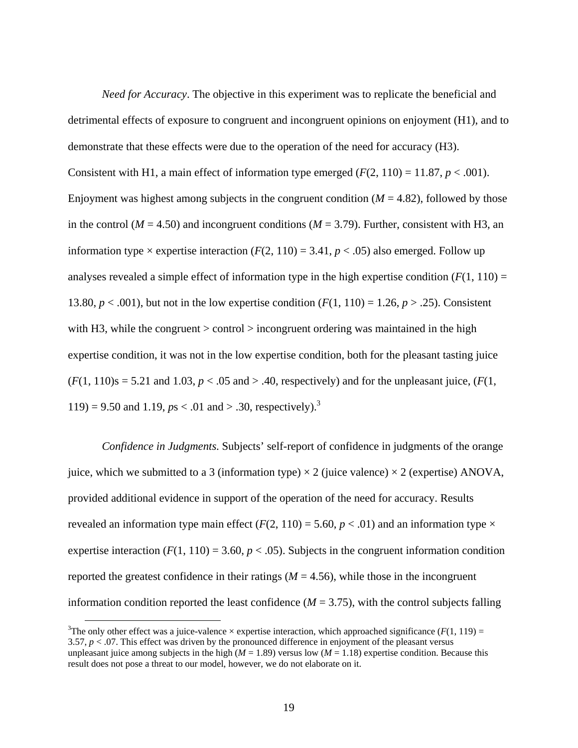*Need for Accuracy*. The objective in this experiment was to replicate the beneficial and detrimental effects of exposure to congruent and incongruent opinions on enjoyment (H1), and to demonstrate that these effects were due to the operation of the need for accuracy (H3). Consistent with H1, a main effect of information type emerged ($F(2, 110) = 11.87$, $p < .001$). Enjoyment was highest among subjects in the congruent condition ($M = 4.82$), followed by those in the control ($M = 4.50$) and incongruent conditions ($M = 3.79$). Further, consistent with H3, an information type × expertise interaction ($F(2, 110) = 3.41$, $p < .05$) also emerged. Follow up analyses revealed a simple effect of information type in the high expertise condition ($F(1, 110) = 13.80$, $p < .001$), but not in the low expertise condition ($F(1, 110) = 1.26$, $p > .25$). Consistent with H3, while the congruent > control > incongruent ordering was maintained in the high expertise condition, it was not in the low expertise condition, both for the pleasant tasting juice ($F(1, 110)$s = 5.21 and 1.03, $p < .05$ and $> .40$, respectively) and for the unpleasant juice, ($F(1, 119) = 9.50$ and 1.19, *p*s < .01 and > .30, respectively).[3]

*Confidence in Judgments*. Subjects' self-report of confidence in judgments of the orange juice, which we submitted to a 3 (information type) × 2 (juice valence) × 2 (expertise) ANOVA, provided additional evidence in support of the operation of the need for accuracy. Results revealed an information type main effect ($F(2, 110) = 5.60$, $p < .01$) and an information type × expertise interaction ($F(1, 110) = 3.60$, $p < .05$). Subjects in the congruent information condition reported the greatest confidence in their ratings ($M = 4.56$), while those in the incongruent information condition reported the least confidence ($M = 3.75$), with the control subjects falling

[3]The only other effect was a juice-valence × expertise interaction, which approached significance ($F(1, 119) = 3.57$, $p < .07$. This effect was driven by the pronounced difference in enjoyment of the pleasant versus unpleasant juice among subjects in the high ($M = 1.89$) versus low ($M = 1.18$) expertise condition. Because this result does not pose a threat to our model, however, we do not elaborate on it.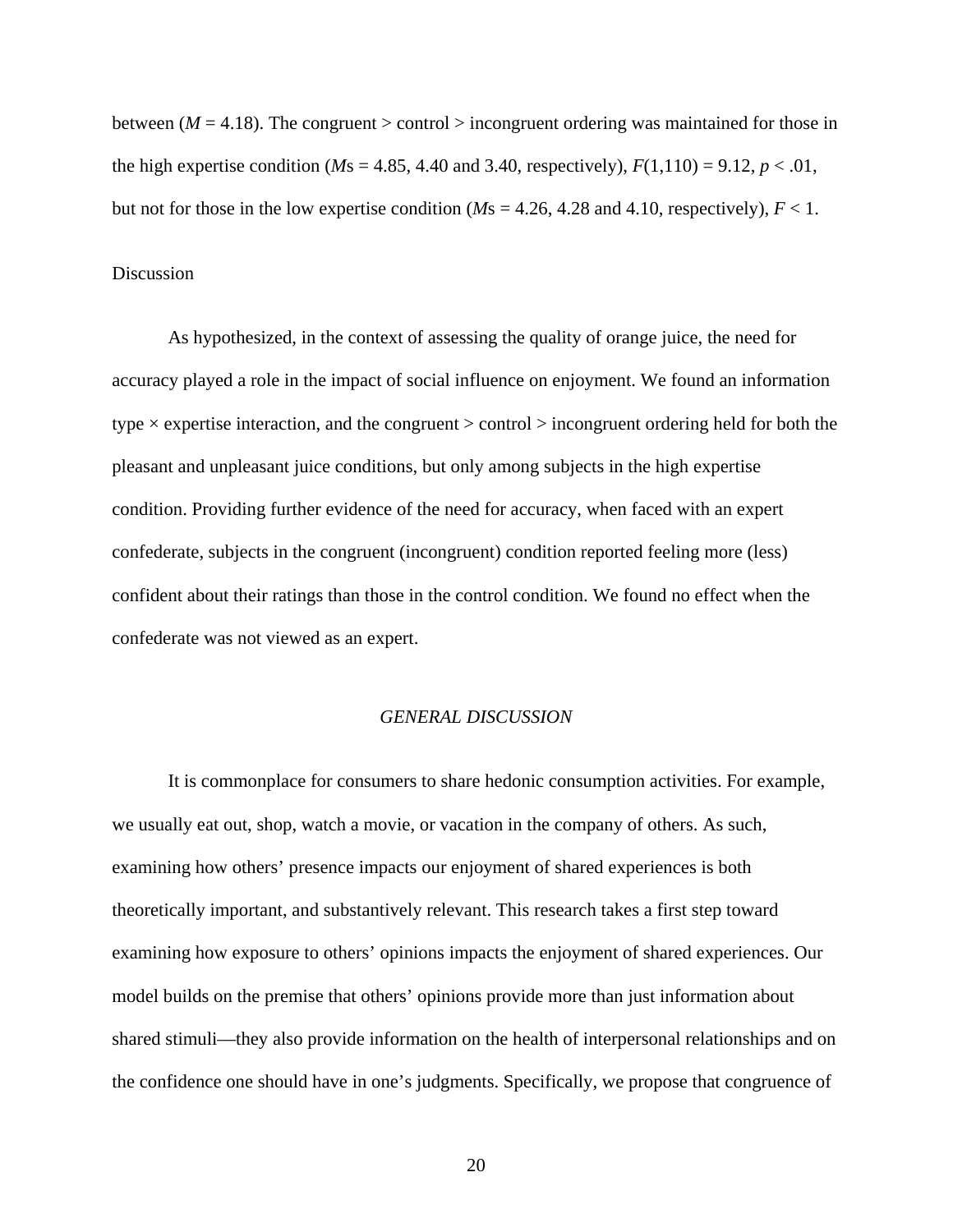between ($M$ = 4.18). The congruent > control > incongruent ordering was maintained for those in the high expertise condition ($M$s = 4.85, 4.40 and 3.40, respectively), $F(1,110) = 9.12$, $p < .01$, but not for those in the low expertise condition ($M$s = 4.26, 4.28 and 4.10, respectively), $F < 1$.

### Discussion

As hypothesized, in the context of assessing the quality of orange juice, the need for accuracy played a role in the impact of social influence on enjoyment. We found an information type × expertise interaction, and the congruent > control > incongruent ordering held for both the pleasant and unpleasant juice conditions, but only among subjects in the high expertise condition. Providing further evidence of the need for accuracy, when faced with an expert confederate, subjects in the congruent (incongruent) condition reported feeling more (less) confident about their ratings than those in the control condition. We found no effect when the confederate was not viewed as an expert.

## *GENERAL DISCUSSION*

It is commonplace for consumers to share hedonic consumption activities. For example, we usually eat out, shop, watch a movie, or vacation in the company of others. As such, examining how others' presence impacts our enjoyment of shared experiences is both theoretically important, and substantively relevant. This research takes a first step toward examining how exposure to others' opinions impacts the enjoyment of shared experiences. Our model builds on the premise that others' opinions provide more than just information about shared stimuli—they also provide information on the health of interpersonal relationships and on the confidence one should have in one's judgments. Specifically, we propose that congruence of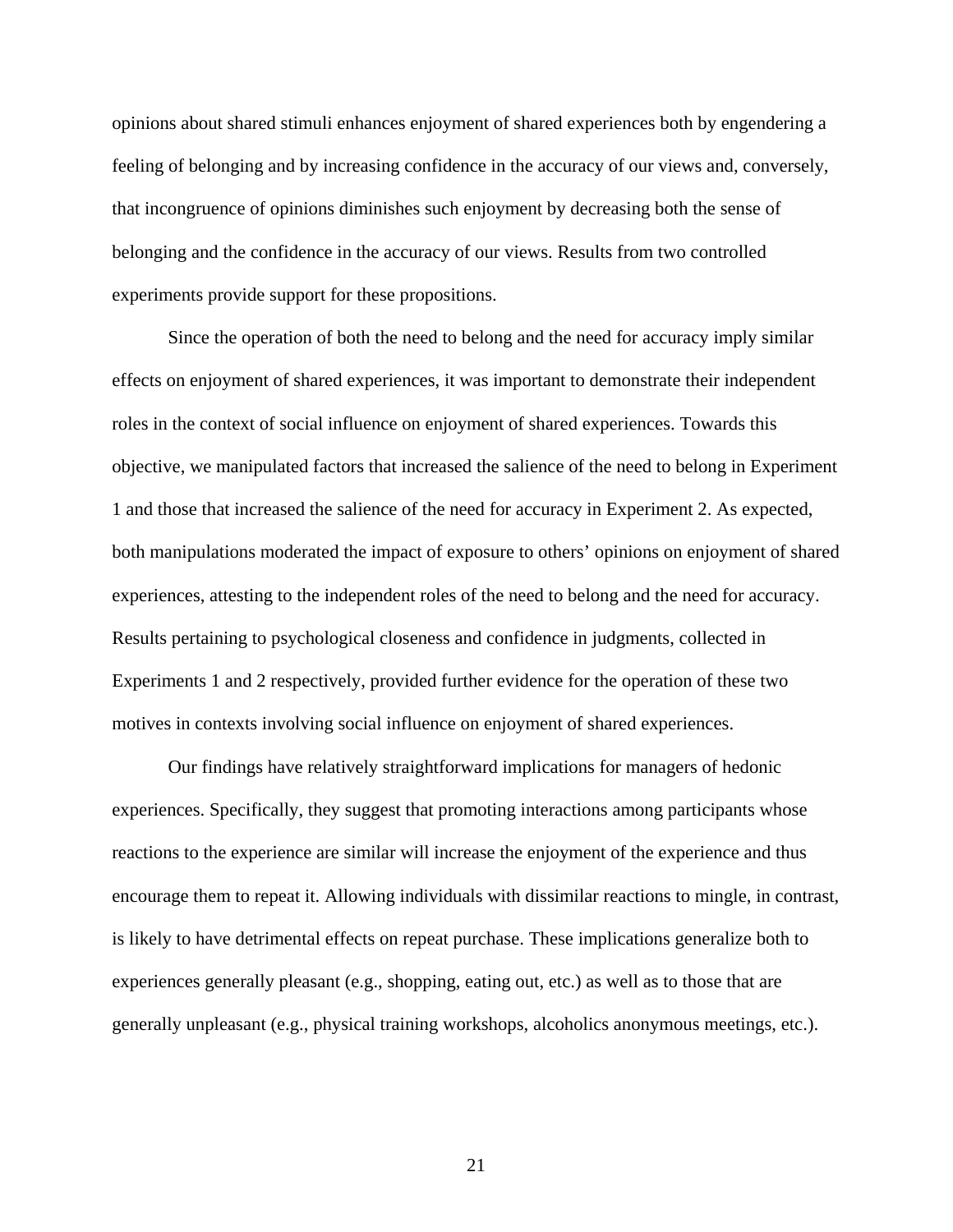opinions about shared stimuli enhances enjoyment of shared experiences both by engendering a feeling of belonging and by increasing confidence in the accuracy of our views and, conversely, that incongruence of opinions diminishes such enjoyment by decreasing both the sense of belonging and the confidence in the accuracy of our views. Results from two controlled experiments provide support for these propositions.

Since the operation of both the need to belong and the need for accuracy imply similar effects on enjoyment of shared experiences, it was important to demonstrate their independent roles in the context of social influence on enjoyment of shared experiences. Towards this objective, we manipulated factors that increased the salience of the need to belong in Experiment 1 and those that increased the salience of the need for accuracy in Experiment 2. As expected, both manipulations moderated the impact of exposure to others' opinions on enjoyment of shared experiences, attesting to the independent roles of the need to belong and the need for accuracy. Results pertaining to psychological closeness and confidence in judgments, collected in Experiments 1 and 2 respectively, provided further evidence for the operation of these two motives in contexts involving social influence on enjoyment of shared experiences.

Our findings have relatively straightforward implications for managers of hedonic experiences. Specifically, they suggest that promoting interactions among participants whose reactions to the experience are similar will increase the enjoyment of the experience and thus encourage them to repeat it. Allowing individuals with dissimilar reactions to mingle, in contrast, is likely to have detrimental effects on repeat purchase. These implications generalize both to experiences generally pleasant (e.g., shopping, eating out, etc.) as well as to those that are generally unpleasant (e.g., physical training workshops, alcoholics anonymous meetings, etc.).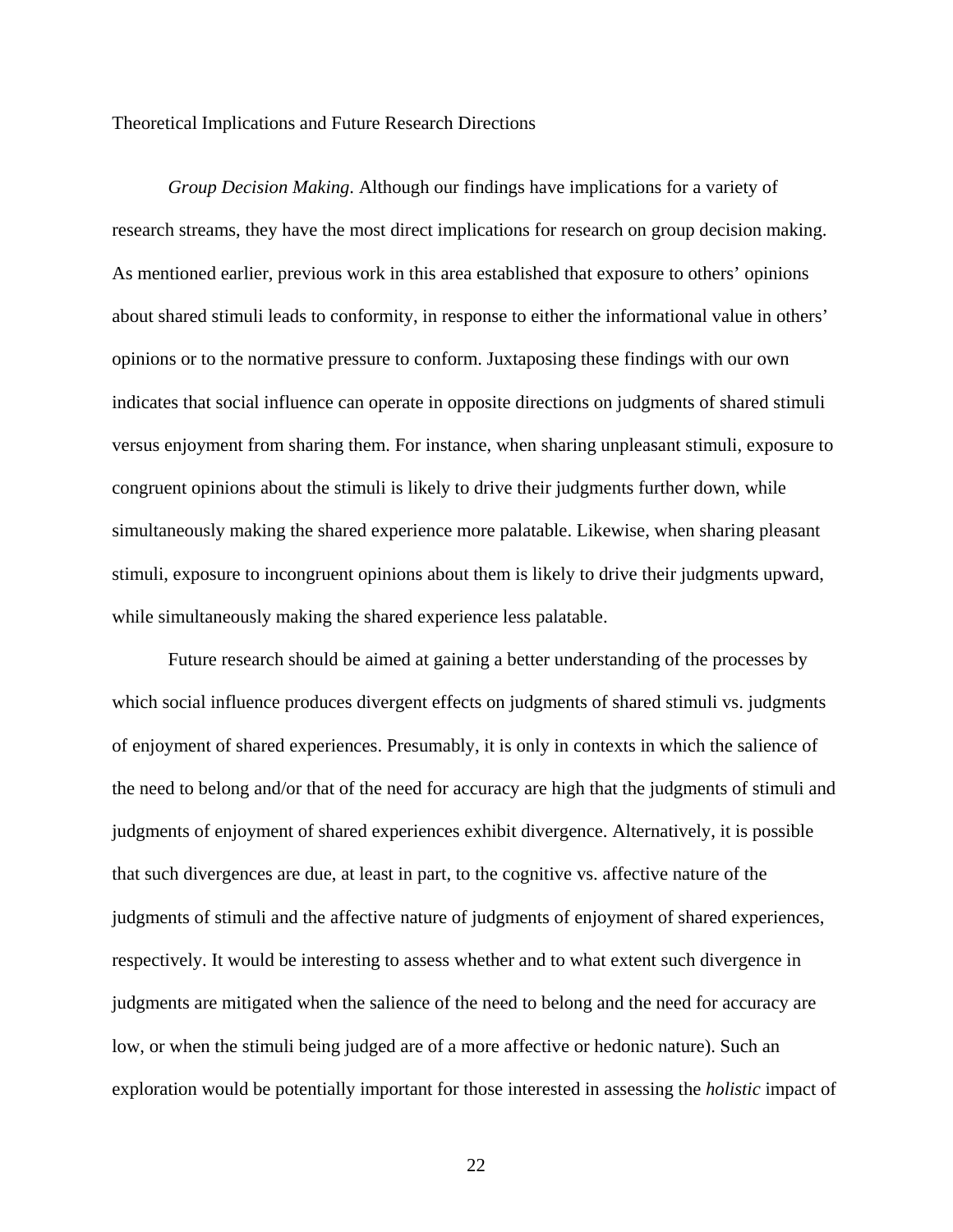## Theoretical Implications and Future Research Directions

*Group Decision Making*. Although our findings have implications for a variety of research streams, they have the most direct implications for research on group decision making. As mentioned earlier, previous work in this area established that exposure to others' opinions about shared stimuli leads to conformity, in response to either the informational value in others' opinions or to the normative pressure to conform. Juxtaposing these findings with our own indicates that social influence can operate in opposite directions on judgments of shared stimuli versus enjoyment from sharing them. For instance, when sharing unpleasant stimuli, exposure to congruent opinions about the stimuli is likely to drive their judgments further down, while simultaneously making the shared experience more palatable. Likewise, when sharing pleasant stimuli, exposure to incongruent opinions about them is likely to drive their judgments upward, while simultaneously making the shared experience less palatable.

Future research should be aimed at gaining a better understanding of the processes by which social influence produces divergent effects on judgments of shared stimuli vs. judgments of enjoyment of shared experiences. Presumably, it is only in contexts in which the salience of the need to belong and/or that of the need for accuracy are high that the judgments of stimuli and judgments of enjoyment of shared experiences exhibit divergence. Alternatively, it is possible that such divergences are due, at least in part, to the cognitive vs. affective nature of the judgments of stimuli and the affective nature of judgments of enjoyment of shared experiences, respectively. It would be interesting to assess whether and to what extent such divergence in judgments are mitigated when the salience of the need to belong and the need for accuracy are low, or when the stimuli being judged are of a more affective or hedonic nature). Such an exploration would be potentially important for those interested in assessing the *holistic* impact of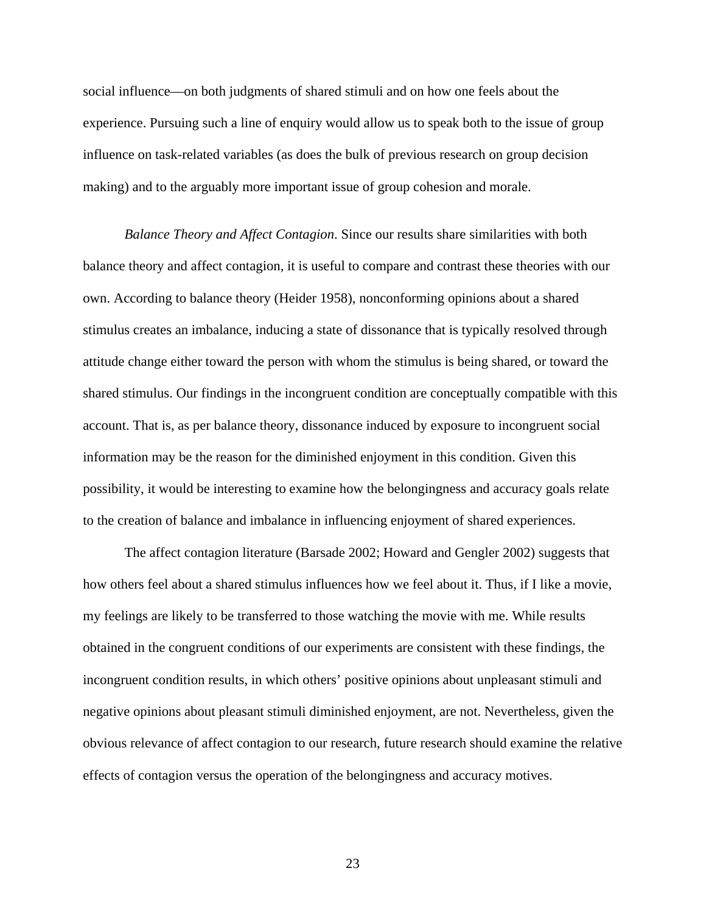social influence—on both judgments of shared stimuli and on how one feels about the experience. Pursuing such a line of enquiry would allow us to speak both to the issue of group influence on task-related variables (as does the bulk of previous research on group decision making) and to the arguably more important issue of group cohesion and morale.

*Balance Theory and Affect Contagion.* Since our results share similarities with both balance theory and affect contagion, it is useful to compare and contrast these theories with our own. According to balance theory (Heider 1958), nonconforming opinions about a shared stimulus creates an imbalance, inducing a state of dissonance that is typically resolved through attitude change either toward the person with whom the stimulus is being shared, or toward the shared stimulus. Our findings in the incongruent condition are conceptually compatible with this account. That is, as per balance theory, dissonance induced by exposure to incongruent social information may be the reason for the diminished enjoyment in this condition. Given this possibility, it would be interesting to examine how the belongingness and accuracy goals relate to the creation of balance and imbalance in influencing enjoyment of shared experiences.

The affect contagion literature (Barsade 2002; Howard and Gengler 2002) suggests that how others feel about a shared stimulus influences how we feel about it. Thus, if I like a movie, my feelings are likely to be transferred to those watching the movie with me. While results obtained in the congruent conditions of our experiments are consistent with these findings, the incongruent condition results, in which others' positive opinions about unpleasant stimuli and negative opinions about pleasant stimuli diminished enjoyment, are not. Nevertheless, given the obvious relevance of affect contagion to our research, future research should examine the relative effects of contagion versus the operation of the belongingness and accuracy motives.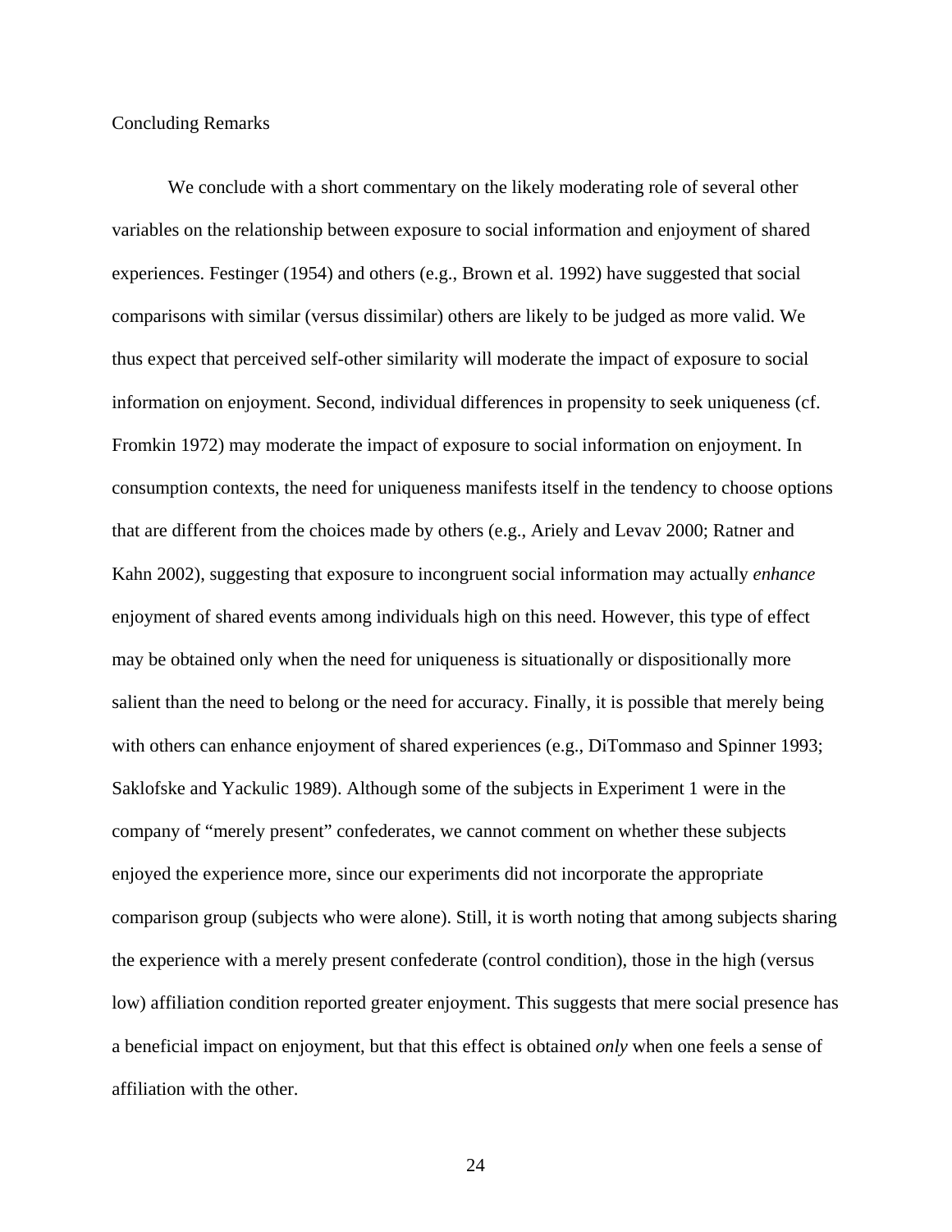## Concluding Remarks

We conclude with a short commentary on the likely moderating role of several other variables on the relationship between exposure to social information and enjoyment of shared experiences. Festinger (1954) and others (e.g., Brown et al. 1992) have suggested that social comparisons with similar (versus dissimilar) others are likely to be judged as more valid. We thus expect that perceived self-other similarity will moderate the impact of exposure to social information on enjoyment. Second, individual differences in propensity to seek uniqueness (cf. Fromkin 1972) may moderate the impact of exposure to social information on enjoyment. In consumption contexts, the need for uniqueness manifests itself in the tendency to choose options that are different from the choices made by others (e.g., Ariely and Levav 2000; Ratner and Kahn 2002), suggesting that exposure to incongruent social information may actually *enhance* enjoyment of shared events among individuals high on this need. However, this type of effect may be obtained only when the need for uniqueness is situationally or dispositionally more salient than the need to belong or the need for accuracy. Finally, it is possible that merely being with others can enhance enjoyment of shared experiences (e.g., DiTommaso and Spinner 1993; Saklofske and Yackulic 1989). Although some of the subjects in Experiment 1 were in the company of "merely present" confederates, we cannot comment on whether these subjects enjoyed the experience more, since our experiments did not incorporate the appropriate comparison group (subjects who were alone). Still, it is worth noting that among subjects sharing the experience with a merely present confederate (control condition), those in the high (versus low) affiliation condition reported greater enjoyment. This suggests that mere social presence has a beneficial impact on enjoyment, but that this effect is obtained *only* when one feels a sense of affiliation with the other.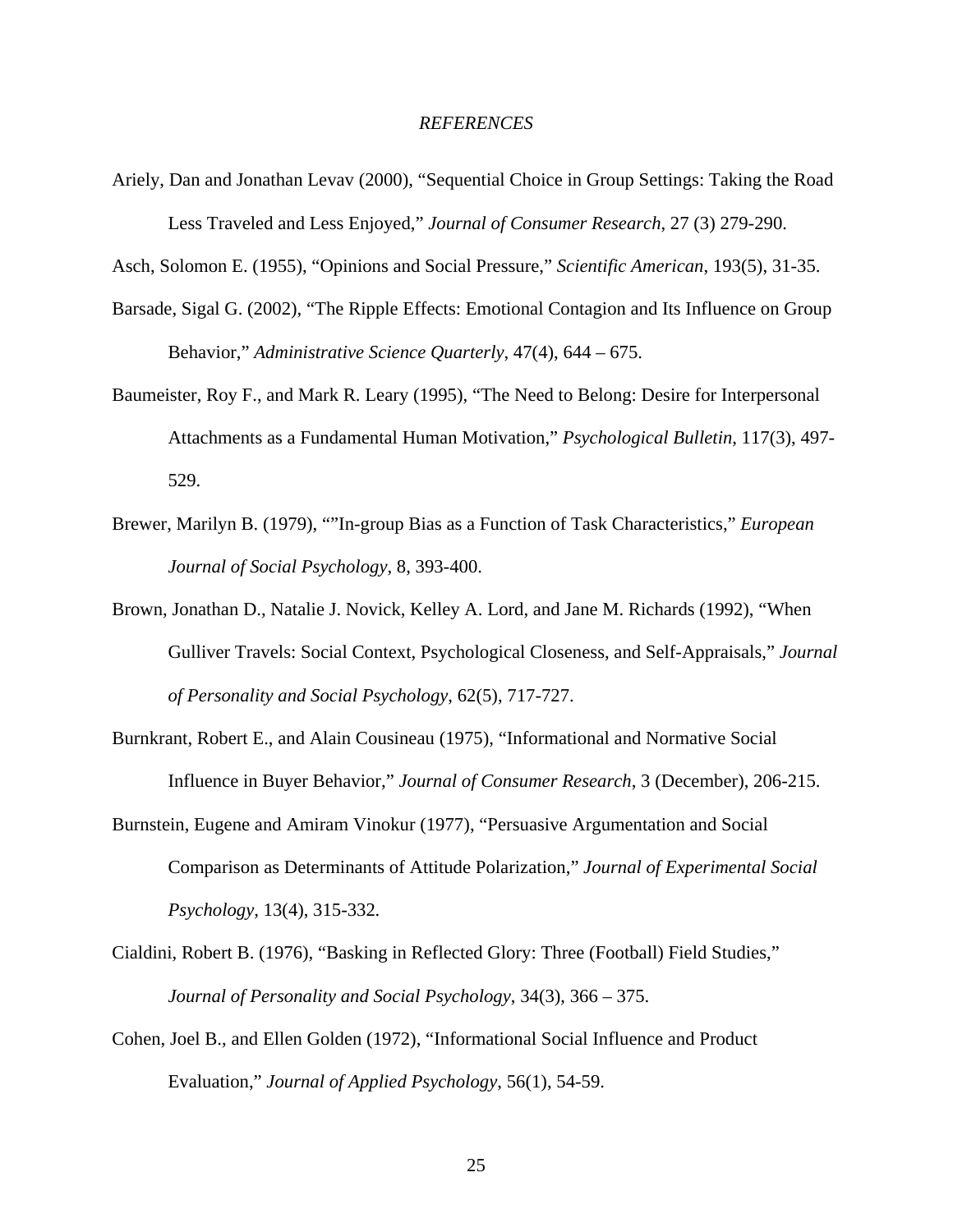*REFERENCES*

Ariely, Dan and Jonathan Levav (2000), "Sequential Choice in Group Settings: Taking the Road Less Traveled and Less Enjoyed," *Journal of Consumer Research*, 27 (3) 279-290.

Asch, Solomon E. (1955), "Opinions and Social Pressure," *Scientific American*, 193(5), 31-35.

Barsade, Sigal G. (2002), "The Ripple Effects: Emotional Contagion and Its Influence on Group Behavior," *Administrative Science Quarterly*, 47(4), 644 – 675.

Baumeister, Roy F., and Mark R. Leary (1995), "The Need to Belong: Desire for Interpersonal Attachments as a Fundamental Human Motivation," *Psychological Bulletin*, 117(3), 497-529.

Brewer, Marilyn B. (1979), ""In-group Bias as a Function of Task Characteristics," *European Journal of Social Psychology*, 8, 393-400.

Brown, Jonathan D., Natalie J. Novick, Kelley A. Lord, and Jane M. Richards (1992), "When Gulliver Travels: Social Context, Psychological Closeness, and Self-Appraisals," *Journal of Personality and Social Psychology*, 62(5), 717-727.

Burnkrant, Robert E., and Alain Cousineau (1975), "Informational and Normative Social Influence in Buyer Behavior," *Journal of Consumer Research*, 3 (December), 206-215.

Burnstein, Eugene and Amiram Vinokur (1977), "Persuasive Argumentation and Social Comparison as Determinants of Attitude Polarization," *Journal of Experimental Social Psychology*, 13(4), 315-332.

Cialdini, Robert B. (1976), "Basking in Reflected Glory: Three (Football) Field Studies," *Journal of Personality and Social Psychology*, 34(3), 366 – 375.

Cohen, Joel B., and Ellen Golden (1972), "Informational Social Influence and Product Evaluation," *Journal of Applied Psychology*, 56(1), 54-59.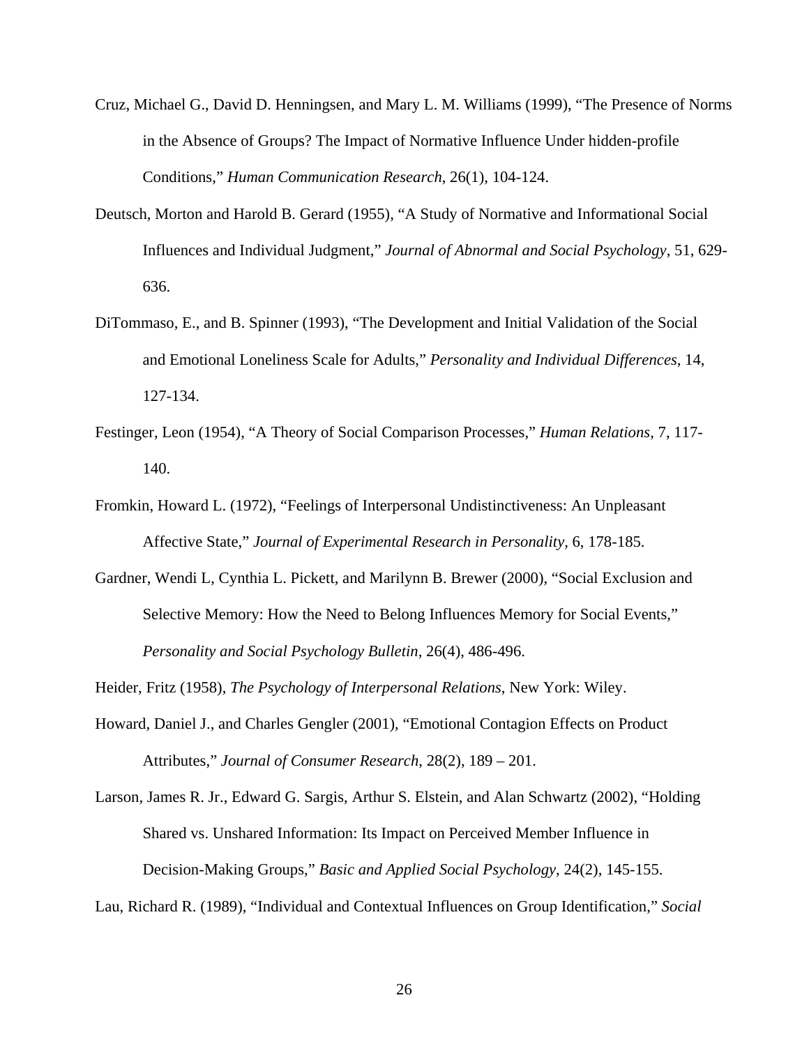Cruz, Michael G., David D. Henningsen, and Mary L. M. Williams (1999), "The Presence of Norms in the Absence of Groups? The Impact of Normative Influence Under hidden-profile Conditions," *Human Communication Research*, 26(1), 104-124.

Deutsch, Morton and Harold B. Gerard (1955), "A Study of Normative and Informational Social Influences and Individual Judgment," *Journal of Abnormal and Social Psychology*, 51, 629-636.

DiTommaso, E., and B. Spinner (1993), "The Development and Initial Validation of the Social and Emotional Loneliness Scale for Adults," *Personality and Individual Differences*, 14, 127-134.

Festinger, Leon (1954), "A Theory of Social Comparison Processes," *Human Relations*, 7, 117-140.

Fromkin, Howard L. (1972), "Feelings of Interpersonal Undistinctiveness: An Unpleasant Affective State," *Journal of Experimental Research in Personality*, 6, 178-185.

Gardner, Wendi L, Cynthia L. Pickett, and Marilynn B. Brewer (2000), "Social Exclusion and Selective Memory: How the Need to Belong Influences Memory for Social Events," *Personality and Social Psychology Bulletin*, 26(4), 486-496.

Heider, Fritz (1958), *The Psychology of Interpersonal Relations*, New York: Wiley.

Howard, Daniel J., and Charles Gengler (2001), "Emotional Contagion Effects on Product Attributes," *Journal of Consumer Research*, 28(2), 189 – 201.

Larson, James R. Jr., Edward G. Sargis, Arthur S. Elstein, and Alan Schwartz (2002), "Holding Shared vs. Unshared Information: Its Impact on Perceived Member Influence in Decision-Making Groups," *Basic and Applied Social Psychology*, 24(2), 145-155.

Lau, Richard R. (1989), "Individual and Contextual Influences on Group Identification," *Social*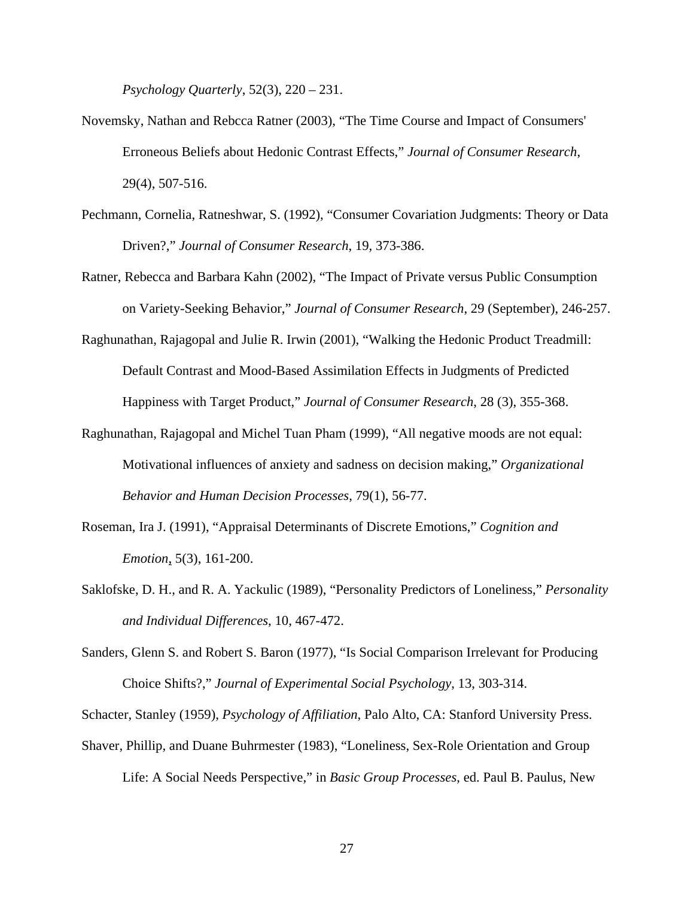*Psychology Quarterly*, 52(3), 220 – 231.

Novemsky, Nathan and Rebcca Ratner (2003), "The Time Course and Impact of Consumers' Erroneous Beliefs about Hedonic Contrast Effects," *Journal of Consumer Research*, 29(4), 507-516.

Pechmann, Cornelia, Ratneshwar, S. (1992), "Consumer Covariation Judgments: Theory or Data Driven?," *Journal of Consumer Research*, 19, 373-386.

Ratner, Rebecca and Barbara Kahn (2002), "The Impact of Private versus Public Consumption on Variety-Seeking Behavior," *Journal of Consumer Research*, 29 (September), 246-257.

Raghunathan, Rajagopal and Julie R. Irwin (2001), "Walking the Hedonic Product Treadmill: Default Contrast and Mood-Based Assimilation Effects in Judgments of Predicted Happiness with Target Product," *Journal of Consumer Research*, 28 (3), 355-368.

Raghunathan, Rajagopal and Michel Tuan Pham (1999), "All negative moods are not equal: Motivational influences of anxiety and sadness on decision making," *Organizational Behavior and Human Decision Processes*, 79(1), 56-77.

Roseman, Ira J. (1991), "Appraisal Determinants of Discrete Emotions," *Cognition and Emotion*, 5(3), 161-200.

Saklofske, D. H., and R. A. Yackulic (1989), "Personality Predictors of Loneliness," *Personality and Individual Differences*, 10, 467-472.

Sanders, Glenn S. and Robert S. Baron (1977), "Is Social Comparison Irrelevant for Producing Choice Shifts?," *Journal of Experimental Social Psychology*, 13, 303-314.

Schacter, Stanley (1959), *Psychology of Affiliation*, Palo Alto, CA: Stanford University Press.

Shaver, Phillip, and Duane Buhrmester (1983), "Loneliness, Sex-Role Orientation and Group Life: A Social Needs Perspective," in *Basic Group Processes*, ed. Paul B. Paulus, New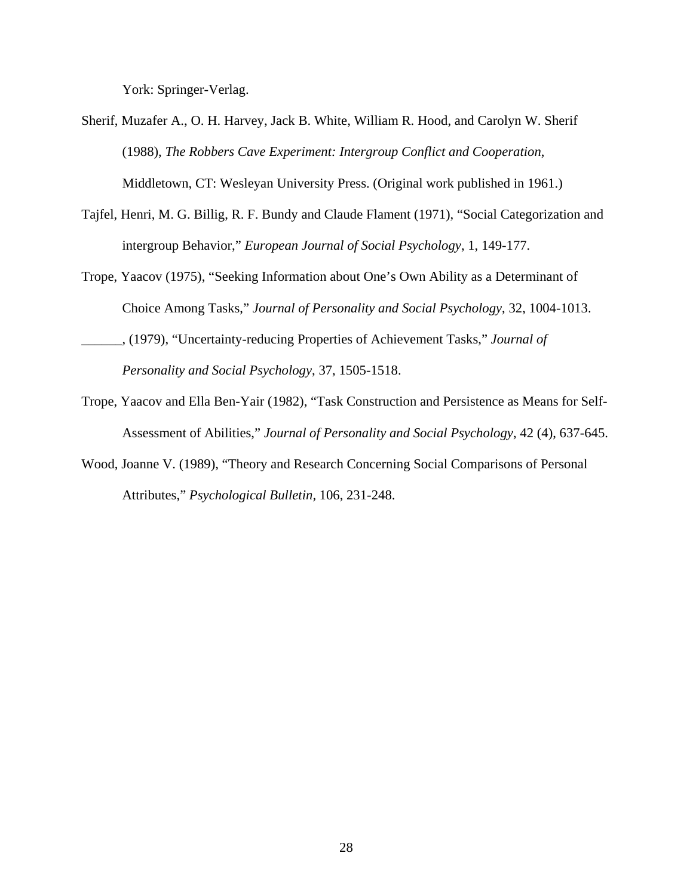York: Springer-Verlag.

Sherif, Muzafer A., O. H. Harvey, Jack B. White, William R. Hood, and Carolyn W. Sherif (1988), *The Robbers Cave Experiment: Intergroup Conflict and Cooperation*, Middletown, CT: Wesleyan University Press. (Original work published in 1961.)

Tajfel, Henri, M. G. Billig, R. F. Bundy and Claude Flament (1971), "Social Categorization and intergroup Behavior," *European Journal of Social Psychology*, 1, 149-177.

Trope, Yaacov (1975), "Seeking Information about One's Own Ability as a Determinant of Choice Among Tasks," *Journal of Personality and Social Psychology*, 32, 1004-1013.

______, (1979), "Uncertainty-reducing Properties of Achievement Tasks," *Journal of Personality and Social Psychology*, 37, 1505-1518.

Trope, Yaacov and Ella Ben-Yair (1982), "Task Construction and Persistence as Means for Self-Assessment of Abilities," *Journal of Personality and Social Psychology*, 42 (4), 637-645.

Wood, Joanne V. (1989), "Theory and Research Concerning Social Comparisons of Personal Attributes," *Psychological Bulletin,* 106, 231-248.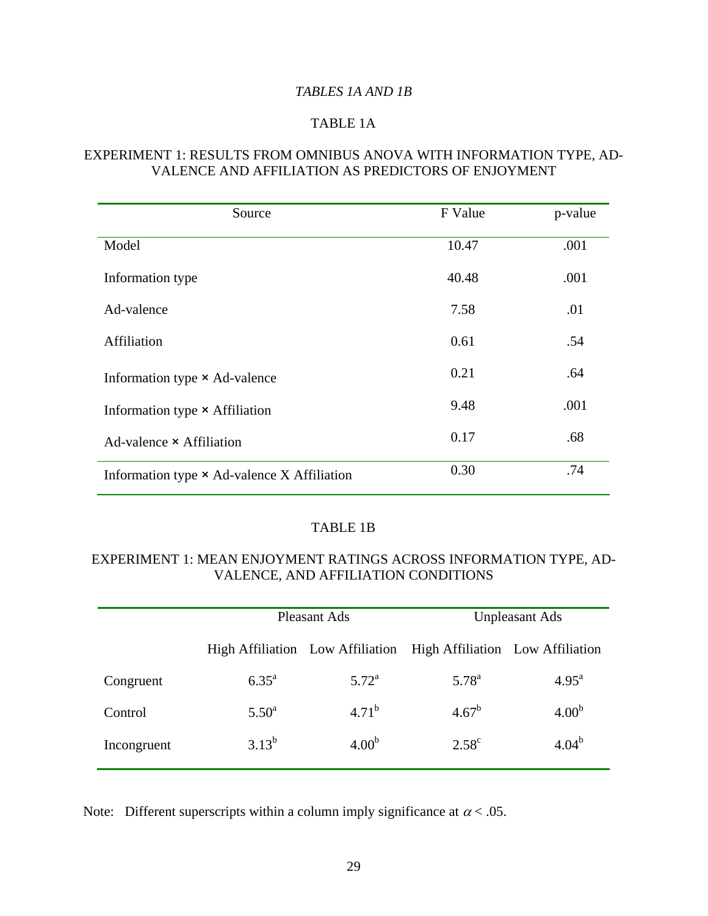*TABLES 1A AND 1B*

TABLE 1A

EXPERIMENT 1: RESULTS FROM OMNIBUS ANOVA WITH INFORMATION TYPE, AD-VALENCE AND AFFILIATION AS PREDICTORS OF ENJOYMENT

| Source | F Value | p-value |
|---|---|---|
| Model | 10.47 | .001 |
| Information type | 40.48 | .001 |
| Ad-valence | 7.58 | .01 |
| Affiliation | 0.61 | .54 |
| Information type × Ad-valence | 0.21 | .64 |
| Information type × Affiliation | 9.48 | .001 |
| Ad-valence × Affiliation | 0.17 | .68 |
| Information type × Ad-valence X Affiliation | 0.30 | .74 |

TABLE 1B

EXPERIMENT 1: MEAN ENJOYMENT RATINGS ACROSS INFORMATION TYPE, AD-VALENCE, AND AFFILIATION CONDITIONS

| | Pleasant Ads | | Unpleasant Ads | |
|---|---|---|---|---|
| | High Affiliation | Low Affiliation | High Affiliation | Low Affiliation |
| Congruent | $6.35^{a}$ | $5.72^{a}$ | $5.78^{a}$ | $4.95^{a}$ |
| Control | $5.50^{a}$ | $4.71^{b}$ | $4.67^{b}$ | $4.00^{b}$ |
| Incongruent | $3.13^{b}$ | $4.00^{b}$ | $2.58^{c}$ | $4.04^{b}$ |

Note: Different superscripts within a column imply significance at $\alpha < .05$.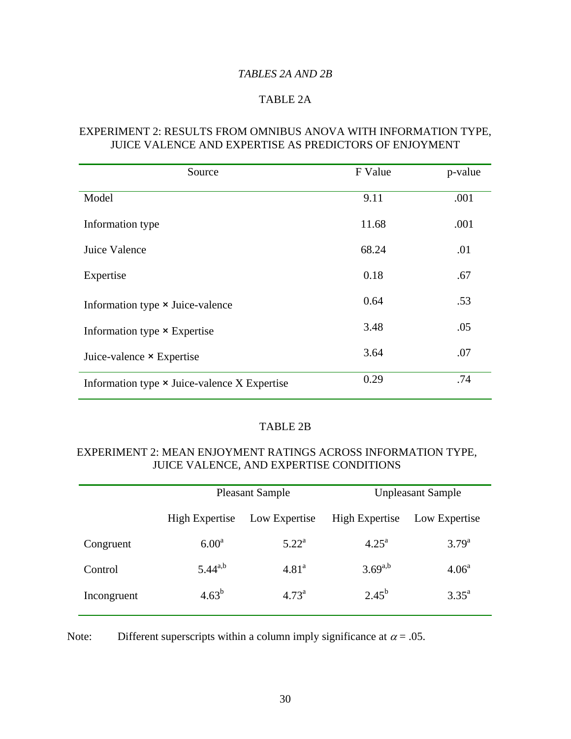*TABLES 2A AND 2B*

TABLE 2A

EXPERIMENT 2: RESULTS FROM OMNIBUS ANOVA WITH INFORMATION TYPE, JUICE VALENCE AND EXPERTISE AS PREDICTORS OF ENJOYMENT

| Source | F Value | p-value |
|---|---|---|
| Model | 9.11 | .001 |
| Information type | 11.68 | .001 |
| Juice Valence | 68.24 | .01 |
| Expertise | 0.18 | .67 |
| Information type × Juice-valence | 0.64 | .53 |
| Information type × Expertise | 3.48 | .05 |
| Juice-valence × Expertise | 3.64 | .07 |
| Information type × Juice-valence X Expertise | 0.29 | .74 |

TABLE 2B

EXPERIMENT 2: MEAN ENJOYMENT RATINGS ACROSS INFORMATION TYPE, JUICE VALENCE, AND EXPERTISE CONDITIONS

| | Pleasant Sample | | Unpleasant Sample | |
|---|---|---|---|---|
| | High Expertise | Low Expertise | High Expertise | Low Expertise |
| Congruent | $6.00^{a}$ | $5.22^{a}$ | $4.25^{a}$ | $3.79^{a}$ |
| Control | $5.44^{a,b}$ | $4.81^{a}$ | $3.69^{a,b}$ | $4.06^{a}$ |
| Incongruent | $4.63^{b}$ | $4.73^{a}$ | $2.45^{b}$ | $3.35^{a}$ |

Note: Different superscripts within a column imply significance at $\alpha = .05$.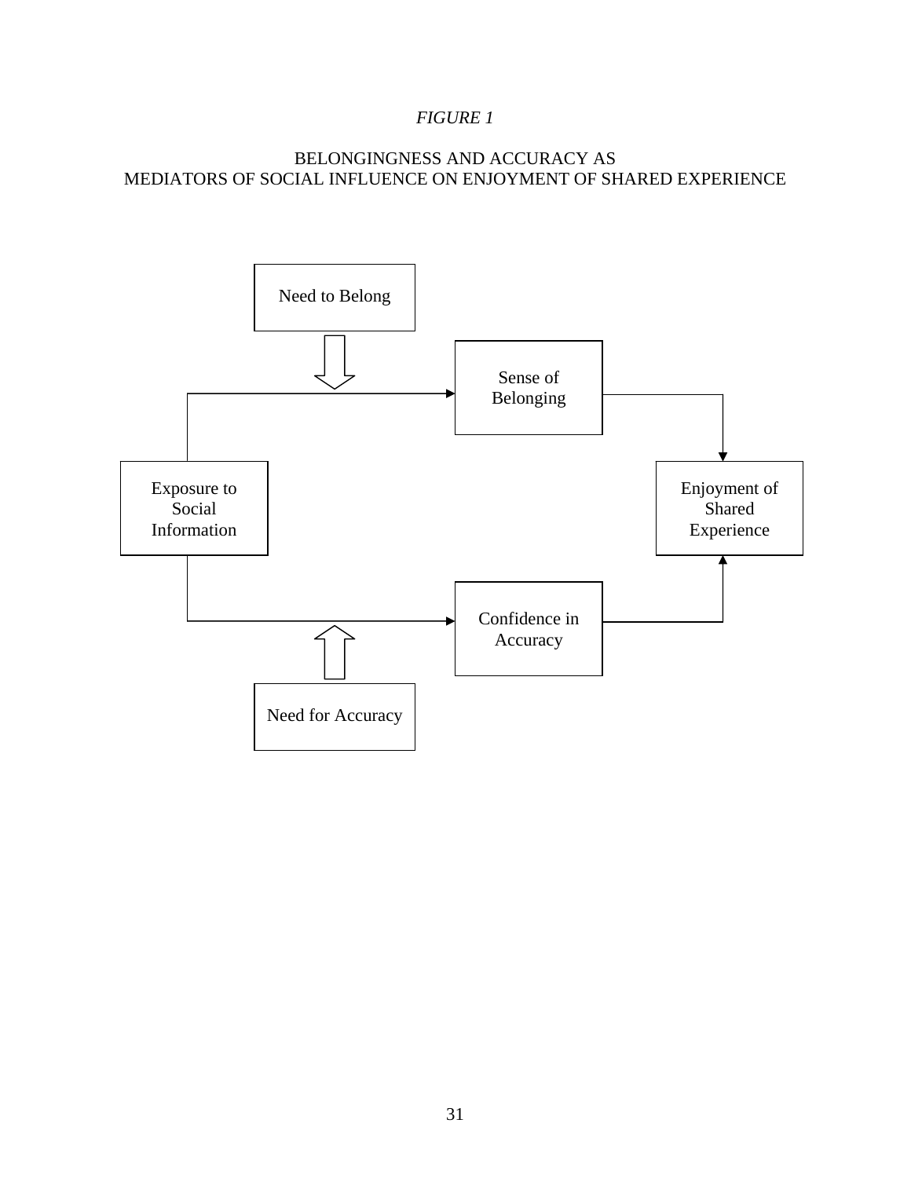*FIGURE 1*

BELONGINGNESS AND ACCURACY AS
MEDIATORS OF SOCIAL INFLUENCE ON ENJOYMENT OF SHARED EXPERIENCE

Need to Belong

Sense of Belonging

Exposure to Social Information

Enjoyment of Shared Experience

Confidence in Accuracy

Need for Accuracy